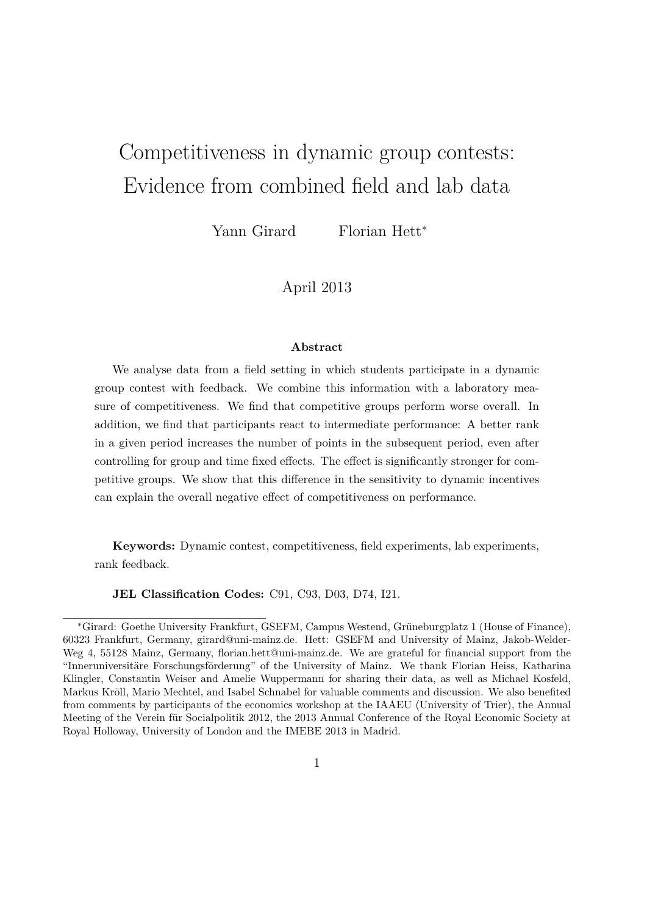# Competitiveness in dynamic group contests: Evidence from combined field and lab data

Yann Girard    Florian Hett*

April 2013

### Abstract

We analyse data from a field setting in which students participate in a dynamic group contest with feedback. We combine this information with a laboratory measure of competitiveness. We find that competitive groups perform worse overall. In addition, we find that participants react to intermediate performance: A better rank in a given period increases the number of points in the subsequent period, even after controlling for group and time fixed effects. The effect is significantly stronger for competitive groups. We show that this difference in the sensitivity to dynamic incentives can explain the overall negative effect of competitiveness on performance.

**Keywords:** Dynamic contest, competitiveness, field experiments, lab experiments, rank feedback.

**JEL Classification Codes:** C91, C93, D03, D74, I21.

---

*Girard: Goethe University Frankfurt, GSEFM, Campus Westend, Grüneburgplatz 1 (House of Finance), 60323 Frankfurt, Germany, girard@uni-mainz.de. Hett: GSEFM and University of Mainz, Jakob-Welder-Weg 4, 55128 Mainz, Germany, florian.hett@uni-mainz.de. We are grateful for financial support from the "Inneruniversitäre Forschungsförderung" of the University of Mainz. We thank Florian Heiss, Katharina Klingler, Constantin Weiser and Amelie Wuppermann for sharing their data, as well as Michael Kosfeld, Markus Kröll, Mario Mechtel, and Isabel Schnabel for valuable comments and discussion. We also benefited from comments by participants of the economics workshop at the IAAEU (University of Trier), the Annual Meeting of the Verein für Socialpolitik 2012, the 2013 Annual Conference of the Royal Economic Society at Royal Holloway, University of London and the IMEBE 2013 in Madrid.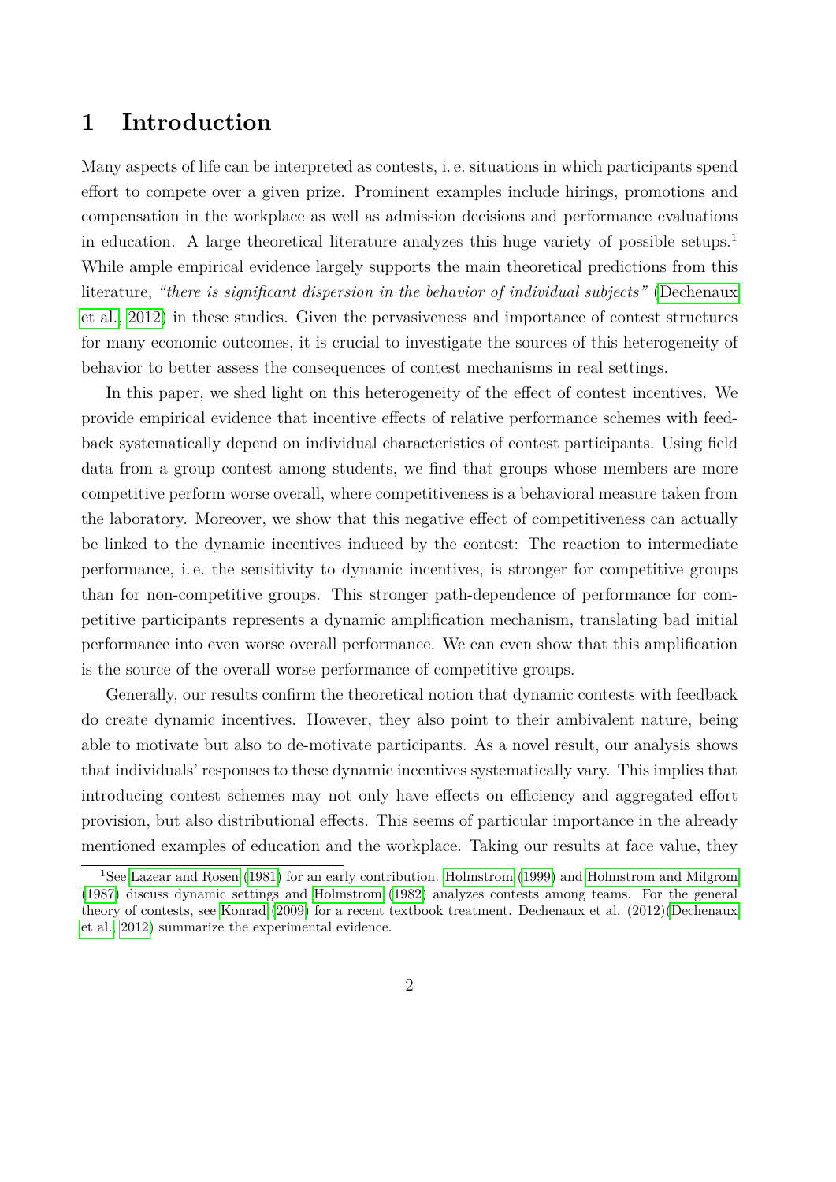# 1 Introduction

Many aspects of life can be interpreted as contests, i. e. situations in which participants spend effort to compete over a given prize. Prominent examples include hirings, promotions and compensation in the workplace as well as admission decisions and performance evaluations in education. A large theoretical literature analyzes this huge variety of possible setups.[1] While ample empirical evidence largely supports the main theoretical predictions from this literature, *"there is significant dispersion in the behavior of individual subjects"* (Dechenaux et al., 2012) in these studies. Given the pervasiveness and importance of contest structures for many economic outcomes, it is crucial to investigate the sources of this heterogeneity of behavior to better assess the consequences of contest mechanisms in real settings.

In this paper, we shed light on this heterogeneity of the effect of contest incentives. We provide empirical evidence that incentive effects of relative performance schemes with feedback systematically depend on individual characteristics of contest participants. Using field data from a group contest among students, we find that groups whose members are more competitive perform worse overall, where competitiveness is a behavioral measure taken from the laboratory. Moreover, we show that this negative effect of competitiveness can actually be linked to the dynamic incentives induced by the contest: The reaction to intermediate performance, i. e. the sensitivity to dynamic incentives, is stronger for competitive groups than for non-competitive groups. This stronger path-dependence of performance for competitive participants represents a dynamic amplification mechanism, translating bad initial performance into even worse overall performance. We can even show that this amplification is the source of the overall worse performance of competitive groups.

Generally, our results confirm the theoretical notion that dynamic contests with feedback do create dynamic incentives. However, they also point to their ambivalent nature, being able to motivate but also to de-motivate participants. As a novel result, our analysis shows that individuals' responses to these dynamic incentives systematically vary. This implies that introducing contest schemes may not only have effects on efficiency and aggregated effort provision, but also distributional effects. This seems of particular importance in the already mentioned examples of education and the workplace. Taking our results at face value, they

[1] See Lazear and Rosen (1981) for an early contribution. Holmstrom (1999) and Holmstrom and Milgrom (1987) discuss dynamic settings and Holmstrom (1982) analyzes contests among teams. For the general theory of contests, see Konrad (2009) for a recent textbook treatment. Dechenaux et al. (2012)(Dechenaux et al., 2012) summarize the experimental evidence.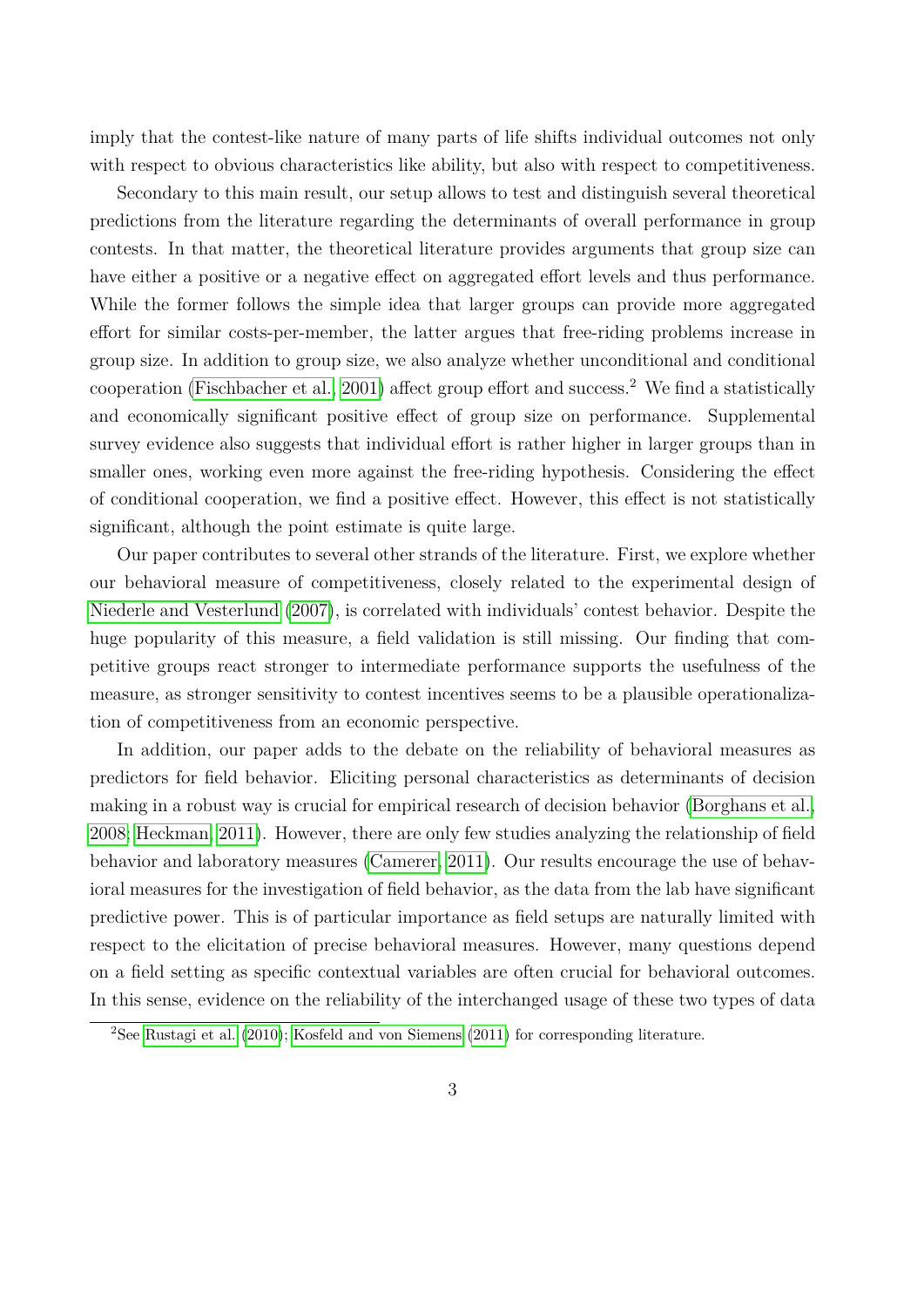imply that the contest-like nature of many parts of life shifts individual outcomes not only with respect to obvious characteristics like ability, but also with respect to competitiveness.

Secondary to this main result, our setup allows to test and distinguish several theoretical predictions from the literature regarding the determinants of overall performance in group contests. In that matter, the theoretical literature provides arguments that group size can have either a positive or a negative effect on aggregated effort levels and thus performance. While the former follows the simple idea that larger groups can provide more aggregated effort for similar costs-per-member, the latter argues that free-riding problems increase in group size. In addition to group size, we also analyze whether unconditional and conditional cooperation (Fischbacher et al., 2001) affect group effort and success.[2] We find a statistically and economically significant positive effect of group size on performance. Supplemental survey evidence also suggests that individual effort is rather higher in larger groups than in smaller ones, working even more against the free-riding hypothesis. Considering the effect of conditional cooperation, we find a positive effect. However, this effect is not statistically significant, although the point estimate is quite large.

Our paper contributes to several other strands of the literature. First, we explore whether our behavioral measure of competitiveness, closely related to the experimental design of Niederle and Vesterlund (2007), is correlated with individuals' contest behavior. Despite the huge popularity of this measure, a field validation is still missing. Our finding that competitive groups react stronger to intermediate performance supports the usefulness of the measure, as stronger sensitivity to contest incentives seems to be a plausible operationalization of competitiveness from an economic perspective.

In addition, our paper adds to the debate on the reliability of behavioral measures as predictors for field behavior. Eliciting personal characteristics as determinants of decision making in a robust way is crucial for empirical research of decision behavior (Borghans et al., 2008; Heckman, 2011). However, there are only few studies analyzing the relationship of field behavior and laboratory measures (Camerer, 2011). Our results encourage the use of behavioral measures for the investigation of field behavior, as the data from the lab have significant predictive power. This is of particular importance as field setups are naturally limited with respect to the elicitation of precise behavioral measures. However, many questions depend on a field setting as specific contextual variables are often crucial for behavioral outcomes. In this sense, evidence on the reliability of the interchanged usage of these two types of data

[2] See Rustagi et al. (2010); Kosfeld and von Siemens (2011) for corresponding literature.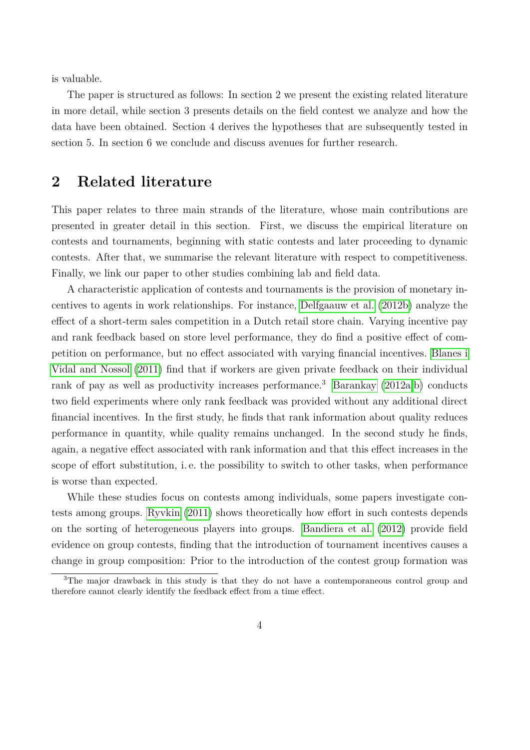is valuable.

The paper is structured as follows: In section 2 we present the existing related literature in more detail, while section 3 presents details on the field contest we analyze and how the data have been obtained. Section 4 derives the hypotheses that are subsequently tested in section 5. In section 6 we conclude and discuss avenues for further research.

## 2 Related literature

This paper relates to three main strands of the literature, whose main contributions are presented in greater detail in this section. First, we discuss the empirical literature on contests and tournaments, beginning with static contests and later proceeding to dynamic contests. After that, we summarise the relevant literature with respect to competitiveness. Finally, we link our paper to other studies combining lab and field data.

A characteristic application of contests and tournaments is the provision of monetary incentives to agents in work relationships. For instance, Delfgaauw et al. (2012b) analyze the effect of a short-term sales competition in a Dutch retail store chain. Varying incentive pay and rank feedback based on store level performance, they do find a positive effect of competition on performance, but no effect associated with varying financial incentives. Blanes i Vidal and Nossol (2011) find that if workers are given private feedback on their individual rank of pay as well as productivity increases performance.[3] Barankay (2012a,b) conducts two field experiments where only rank feedback was provided without any additional direct financial incentives. In the first study, he finds that rank information about quality reduces performance in quantity, while quality remains unchanged. In the second study he finds, again, a negative effect associated with rank information and that this effect increases in the scope of effort substitution, i. e. the possibility to switch to other tasks, when performance is worse than expected.

While these studies focus on contests among individuals, some papers investigate contests among groups. Ryvkin (2011) shows theoretically how effort in such contests depends on the sorting of heterogeneous players into groups. Bandiera et al. (2012) provide field evidence on group contests, finding that the introduction of tournament incentives causes a change in group composition: Prior to the introduction of the contest group formation was

[3] The major drawback in this study is that they do not have a contemporaneous control group and therefore cannot clearly identify the feedback effect from a time effect.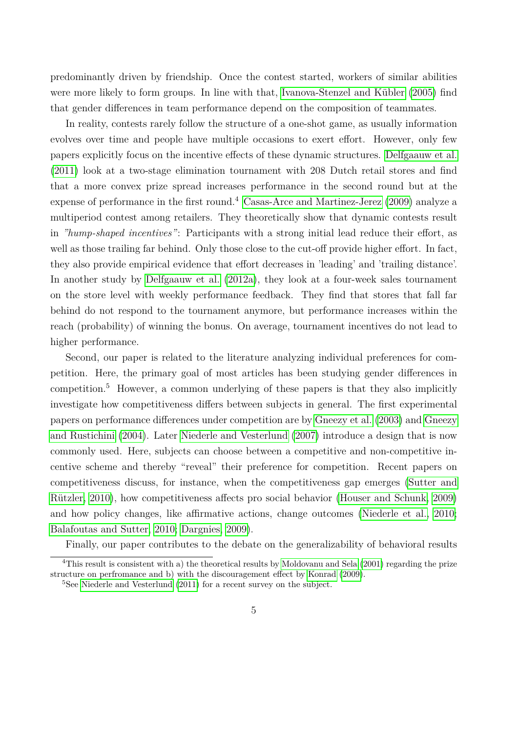predominantly driven by friendship. Once the contest started, workers of similar abilities were more likely to form groups. In line with that, Ivanova-Stenzel and Kübler (2005) find that gender differences in team performance depend on the composition of teammates.

In reality, contests rarely follow the structure of a one-shot game, as usually information evolves over time and people have multiple occasions to exert effort. However, only few papers explicitly focus on the incentive effects of these dynamic structures. Delfgaauw et al. (2011) look at a two-stage elimination tournament with 208 Dutch retail stores and find that a more convex prize spread increases performance in the second round but at the expense of performance in the first round.[4] Casas-Arce and Martinez-Jerez (2009) analyze a multiperiod contest among retailers. They theoretically show that dynamic contests result in *"hump-shaped incentives"*: Participants with a strong initial lead reduce their effort, as well as those trailing far behind. Only those close to the cut-off provide higher effort. In fact, they also provide empirical evidence that effort decreases in 'leading' and 'trailing distance'. In another study by Delfgaauw et al. (2012a), they look at a four-week sales tournament on the store level with weekly performance feedback. They find that stores that fall far behind do not respond to the tournament anymore, but performance increases within the reach (probability) of winning the bonus. On average, tournament incentives do not lead to higher performance.

Second, our paper is related to the literature analyzing individual preferences for competition. Here, the primary goal of most articles has been studying gender differences in competition.[5] However, a common underlying of these papers is that they also implicitly investigate how competitiveness differs between subjects in general. The first experimental papers on performance differences under competition are by Gneezy et al. (2003) and Gneezy and Rustichini (2004). Later Niederle and Vesterlund (2007) introduce a design that is now commonly used. Here, subjects can choose between a competitive and non-competitive incentive scheme and thereby "reveal" their preference for competition. Recent papers on competitiveness discuss, for instance, when the competitiveness gap emerges (Sutter and Rützler, 2010), how competitiveness affects pro social behavior (Houser and Schunk, 2009) and how policy changes, like affirmative actions, change outcomes (Niederle et al., 2010; Balafoutas and Sutter, 2010; Dargnies, 2009).

Finally, our paper contributes to the debate on the generalizability of behavioral results

---

[4] This result is consistent with a) the theoretical results by Moldovanu and Sela (2001) regarding the prize structure on perfromance and b) with the discouragement effect by Konrad (2009).

[5] See Niederle and Vesterlund (2011) for a recent survey on the subject.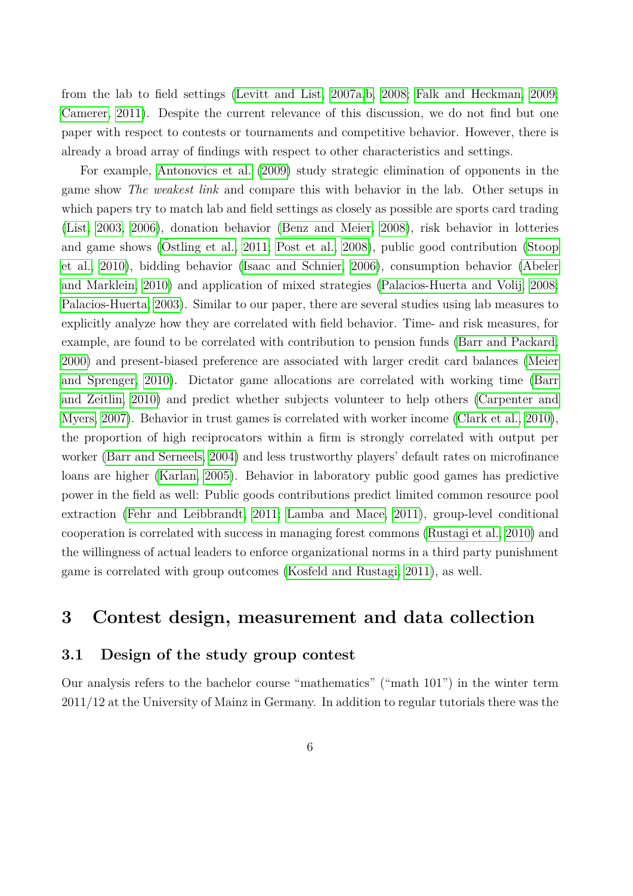from the lab to field settings (Levitt and List, 2007a,b, 2008; Falk and Heckman, 2009; Camerer, 2011). Despite the current relevance of this discussion, we do not find but one paper with respect to contests or tournaments and competitive behavior. However, there is already a broad array of findings with respect to other characteristics and settings.

For example, Antonovics et al. (2009) study strategic elimination of opponents in the game show *The weakest link* and compare this with behavior in the lab. Other setups in which papers try to match lab and field settings as closely as possible are sports card trading (List, 2003, 2006), donation behavior (Benz and Meier, 2008), risk behavior in lotteries and game shows (Östling et al., 2011; Post et al., 2008), public good contribution (Stoop et al., 2010), bidding behavior (Isaac and Schnier, 2006), consumption behavior (Abeler and Marklein, 2010) and application of mixed strategies (Palacios-Huerta and Volij, 2008; Palacios-Huerta, 2003). Similar to our paper, there are several studies using lab measures to explicitly analyze how they are correlated with field behavior. Time- and risk measures, for example, are found to be correlated with contribution to pension funds (Barr and Packard, 2000) and present-biased preference are associated with larger credit card balances (Meier and Sprenger, 2010). Dictator game allocations are correlated with working time (Barr and Zeitlin, 2010) and predict whether subjects volunteer to help others (Carpenter and Myers, 2007). Behavior in trust games is correlated with worker income (Clark et al., 2010), the proportion of high reciprocators within a firm is strongly correlated with output per worker (Barr and Serneels, 2004) and less trustworthy players' default rates on microfinance loans are higher (Karlan, 2005). Behavior in laboratory public good games has predictive power in the field as well: Public goods contributions predict limited common resource pool extraction (Fehr and Leibbrandt, 2011; Lamba and Mace, 2011), group-level conditional cooperation is correlated with success in managing forest commons (Rustagi et al., 2010) and the willingness of actual leaders to enforce organizational norms in a third party punishment game is correlated with group outcomes (Kosfeld and Rustagi, 2011), as well.

# 3 Contest design, measurement and data collection

## 3.1 Design of the study group contest

Our analysis refers to the bachelor course "mathematics" ("math 101") in the winter term 2011/12 at the University of Mainz in Germany. In addition to regular tutorials there was the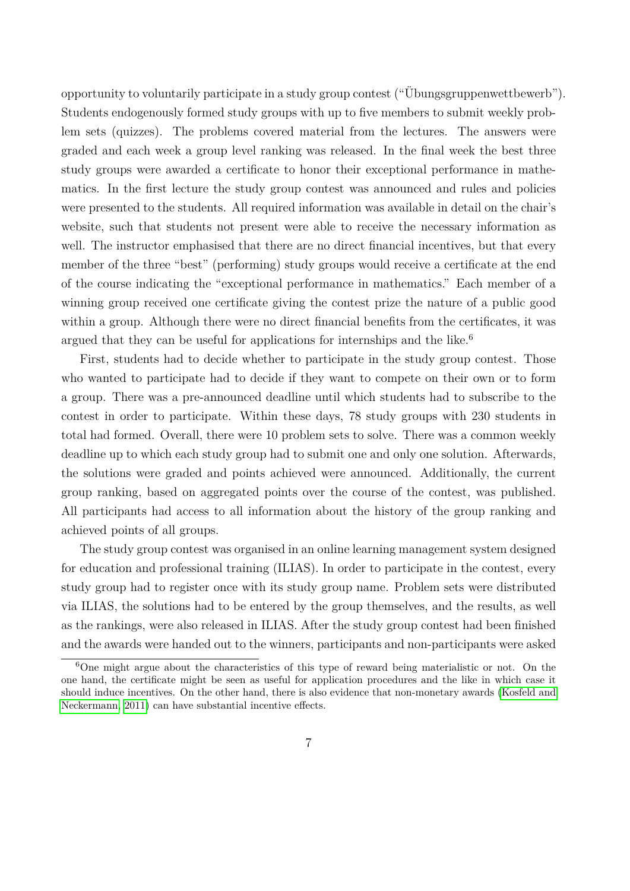opportunity to voluntarily participate in a study group contest ("Übungsgruppenwettbewerb"). Students endogenously formed study groups with up to five members to submit weekly problem sets (quizzes). The problems covered material from the lectures. The answers were graded and each week a group level ranking was released. In the final week the best three study groups were awarded a certificate to honor their exceptional performance in mathematics. In the first lecture the study group contest was announced and rules and policies were presented to the students. All required information was available in detail on the chair's website, such that students not present were able to receive the necessary information as well. The instructor emphasised that there are no direct financial incentives, but that every member of the three "best" (performing) study groups would receive a certificate at the end of the course indicating the "exceptional performance in mathematics." Each member of a winning group received one certificate giving the contest prize the nature of a public good within a group. Although there were no direct financial benefits from the certificates, it was argued that they can be useful for applications for internships and the like.[6]

First, students had to decide whether to participate in the study group contest. Those who wanted to participate had to decide if they want to compete on their own or to form a group. There was a pre-announced deadline until which students had to subscribe to the contest in order to participate. Within these days, 78 study groups with 230 students in total had formed. Overall, there were 10 problem sets to solve. There was a common weekly deadline up to which each study group had to submit one and only one solution. Afterwards, the solutions were graded and points achieved were announced. Additionally, the current group ranking, based on aggregated points over the course of the contest, was published. All participants had access to all information about the history of the group ranking and achieved points of all groups.

The study group contest was organised in an online learning management system designed for education and professional training (ILIAS). In order to participate in the contest, every study group had to register once with its study group name. Problem sets were distributed via ILIAS, the solutions had to be entered by the group themselves, and the results, as well as the rankings, were also released in ILIAS. After the study group contest had been finished and the awards were handed out to the winners, participants and non-participants were asked

[6] One might argue about the characteristics of this type of reward being materialistic or not. On the one hand, the certificate might be seen as useful for application procedures and the like in which case it should induce incentives. On the other hand, there is also evidence that non-monetary awards (Kosfeld and Neckermann, 2011) can have substantial incentive effects.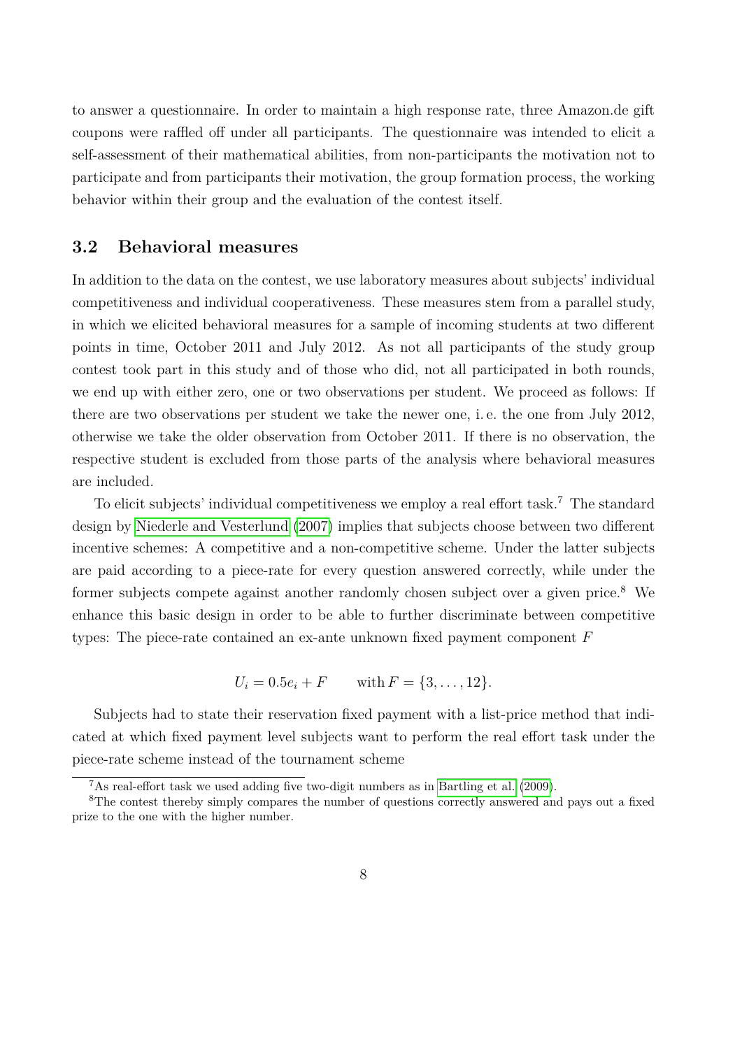to answer a questionnaire. In order to maintain a high response rate, three Amazon.de gift coupons were raffled off under all participants. The questionnaire was intended to elicit a self-assessment of their mathematical abilities, from non-participants the motivation not to participate and from participants their motivation, the group formation process, the working behavior within their group and the evaluation of the contest itself.

## 3.2 Behavioral measures

In addition to the data on the contest, we use laboratory measures about subjects' individual competitiveness and individual cooperativeness. These measures stem from a parallel study, in which we elicited behavioral measures for a sample of incoming students at two different points in time, October 2011 and July 2012. As not all participants of the study group contest took part in this study and of those who did, not all participated in both rounds, we end up with either zero, one or two observations per student. We proceed as follows: If there are two observations per student we take the newer one, i. e. the one from July 2012, otherwise we take the older observation from October 2011. If there is no observation, the respective student is excluded from those parts of the analysis where behavioral measures are included.

To elicit subjects' individual competitiveness we employ a real effort task.[7] The standard design by Niederle and Vesterlund (2007) implies that subjects choose between two different incentive schemes: A competitive and a non-competitive scheme. Under the latter subjects are paid according to a piece-rate for every question answered correctly, while under the former subjects compete against another randomly chosen subject over a given price.[8] We enhance this basic design in order to be able to further discriminate between competitive types: The piece-rate contained an ex-ante unknown fixed payment component $F$

$$U_i = 0.5e_i + F \qquad \text{with}\, F = \{3, \ldots, 12\}.$$

Subjects had to state their reservation fixed payment with a list-price method that indicated at which fixed payment level subjects want to perform the real effort task under the piece-rate scheme instead of the tournament scheme

[7] As real-effort task we used adding five two-digit numbers as in Bartling et al. (2009).

[8] The contest thereby simply compares the number of questions correctly answered and pays out a fixed prize to the one with the higher number.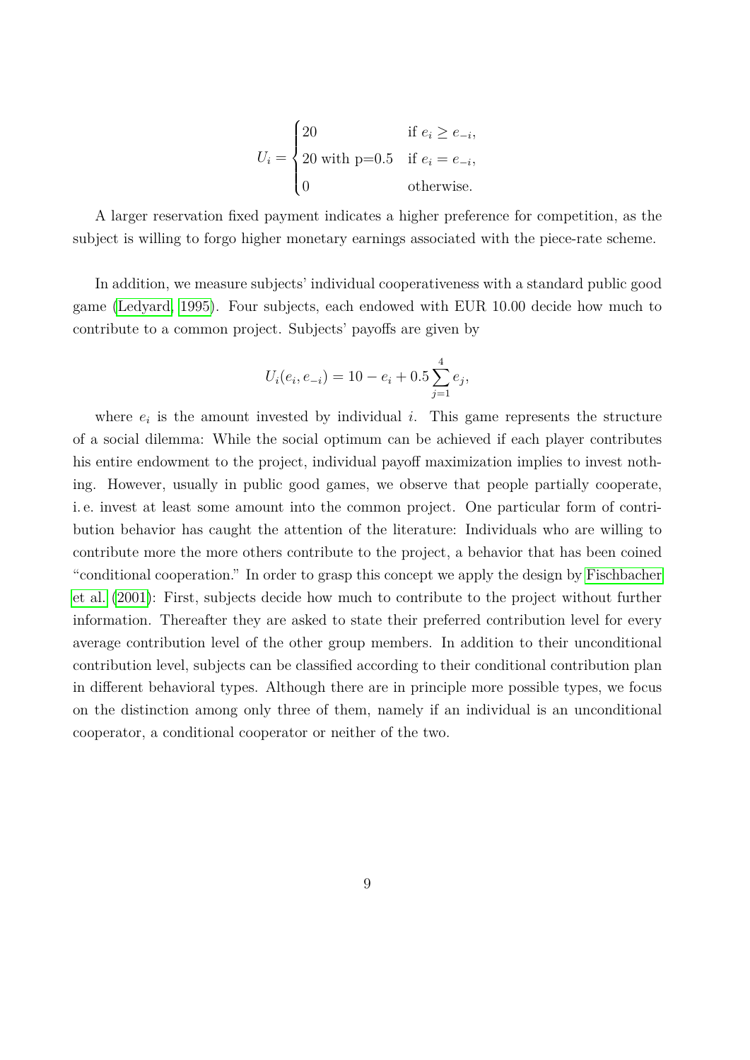$$U_i = \begin{cases} 20 & \text{if } e_i \geq e_{-i}, \\ 20 \text{ with p=0.5} & \text{if } e_i = e_{-i}, \\ 0 & \text{otherwise.} \end{cases}$$

A larger reservation fixed payment indicates a higher preference for competition, as the subject is willing to forgo higher monetary earnings associated with the piece-rate scheme.

In addition, we measure subjects' individual cooperativeness with a standard public good game (Ledyard, 1995). Four subjects, each endowed with EUR 10.00 decide how much to contribute to a common project. Subjects' payoffs are given by

$$U_i(e_i, e_{-i}) = 10 - e_i + 0.5 \sum_{j=1}^{4} e_j,$$

where $e_i$ is the amount invested by individual $i$. This game represents the structure of a social dilemma: While the social optimum can be achieved if each player contributes his entire endowment to the project, individual payoff maximization implies to invest nothing. However, usually in public good games, we observe that people partially cooperate, i. e. invest at least some amount into the common project. One particular form of contribution behavior has caught the attention of the literature: Individuals who are willing to contribute more the more others contribute to the project, a behavior that has been coined "conditional cooperation." In order to grasp this concept we apply the design by Fischbacher et al. (2001): First, subjects decide how much to contribute to the project without further information. Thereafter they are asked to state their preferred contribution level for every average contribution level of the other group members. In addition to their unconditional contribution level, subjects can be classified according to their conditional contribution plan in different behavioral types. Although there are in principle more possible types, we focus on the distinction among only three of them, namely if an individual is an unconditional cooperator, a conditional cooperator or neither of the two.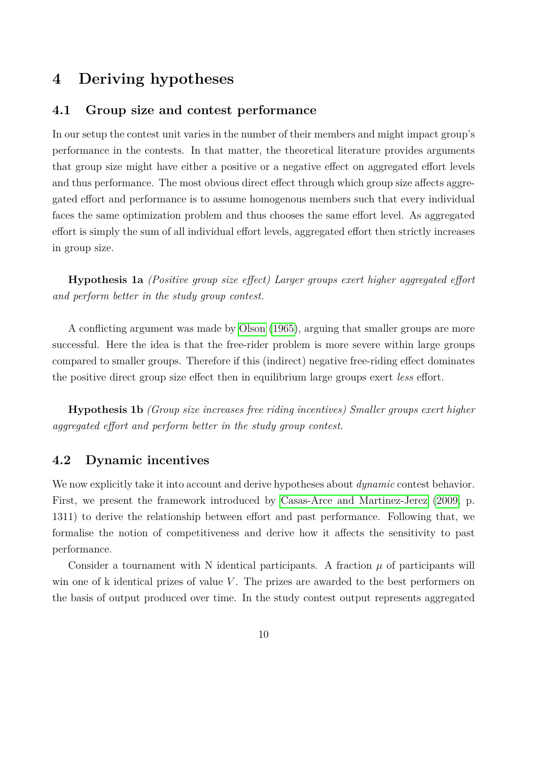# 4 Deriving hypotheses

## 4.1 Group size and contest performance

In our setup the contest unit varies in the number of their members and might impact group's performance in the contests. In that matter, the theoretical literature provides arguments that group size might have either a positive or a negative effect on aggregated effort levels and thus performance. The most obvious direct effect through which group size affects aggregated effort and performance is to assume homogenous members such that every individual faces the same optimization problem and thus chooses the same effort level. As aggregated effort is simply the sum of all individual effort levels, aggregated effort then strictly increases in group size.

**Hypothesis 1a** *(Positive group size effect) Larger groups exert higher aggregated effort and perform better in the study group contest.*

A conflicting argument was made by Olson (1965), arguing that smaller groups are more successful. Here the idea is that the free-rider problem is more severe within large groups compared to smaller groups. Therefore if this (indirect) negative free-riding effect dominates the positive direct group size effect then in equilibrium large groups exert *less* effort.

**Hypothesis 1b** *(Group size increases free riding incentives) Smaller groups exert higher aggregated effort and perform better in the study group contest.*

## 4.2 Dynamic incentives

We now explicitly take it into account and derive hypotheses about *dynamic* contest behavior. First, we present the framework introduced by Casas-Arce and Martinez-Jerez (2009, p. 1311) to derive the relationship between effort and past performance. Following that, we formalise the notion of competitiveness and derive how it affects the sensitivity to past performance.

Consider a tournament with N identical participants. A fraction $\mu$ of participants will win one of k identical prizes of value $V$. The prizes are awarded to the best performers on the basis of output produced over time. In the study contest output represents aggregated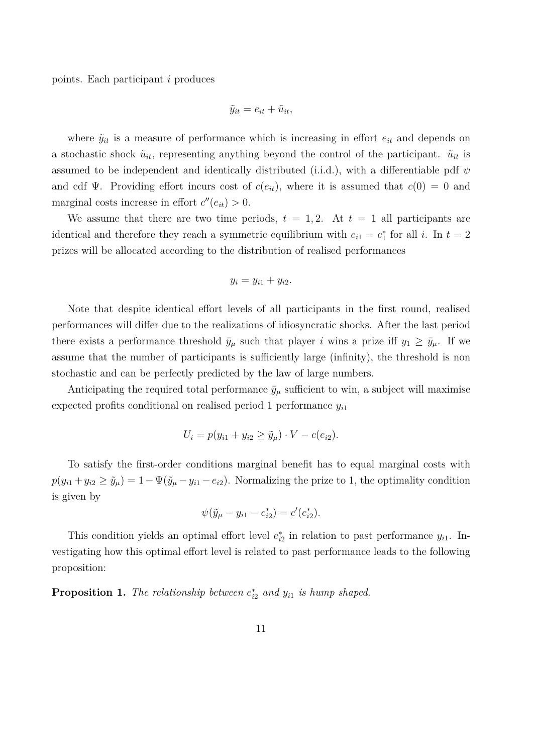points. Each participant $i$ produces

$$\tilde{y}_{it} = e_{it} + \tilde{u}_{it},$$

where $\tilde{y}_{it}$ is a measure of performance which is increasing in effort $e_{it}$ and depends on a stochastic shock $\tilde{u}_{it}$, representing anything beyond the control of the participant. $\tilde{u}_{it}$ is assumed to be independent and identically distributed (i.i.d.), with a differentiable pdf $\psi$ and cdf $\Psi$. Providing effort incurs cost of $c(e_{it})$, where it is assumed that $c(0) = 0$ and marginal costs increase in effort $c''(e_{it}) > 0$.

We assume that there are two time periods, $t = 1, 2$. At $t = 1$ all participants are identical and therefore they reach a symmetric equilibrium with $e_{i1} = e_1^*$ for all $i$. In $t = 2$ prizes will be allocated according to the distribution of realised performances

$$y_i = y_{i1} + y_{i2}.$$

Note that despite identical effort levels of all participants in the first round, realised performances will differ due to the realizations of idiosyncratic shocks. After the last period there exists a performance threshold $\bar{y}_\mu$ such that player $i$ wins a prize iff $y_1 \geq \bar{y}_\mu$. If we assume that the number of participants is sufficiently large (infinity), the threshold is non stochastic and can be perfectly predicted by the law of large numbers.

Anticipating the required total performance $\bar{y}_\mu$ sufficient to win, a subject will maximise expected profits conditional on realised period 1 performance $y_{i1}$

$$U_i = p(y_{i1} + y_{i2} \geq \tilde{y}_\mu) \cdot V - c(e_{i2}).$$

To satisfy the first-order conditions marginal benefit has to equal marginal costs with $p(y_{i1} + y_{i2} \geq \tilde{y}_\mu) = 1 - \Psi(\tilde{y}_\mu - y_{i1} - e_{i2})$. Normalizing the prize to 1, the optimality condition is given by

$$\psi(\tilde{y}_\mu - y_{i1} - e_{i2}^*) = c'(e_{i2}^*).$$

This condition yields an optimal effort level $e_{i2}^*$ in relation to past performance $y_{i1}$. Investigating how this optimal effort level is related to past performance leads to the following proposition:

**Proposition 1.** *The relationship between $e_{i2}^*$ and $y_{i1}$ is hump shaped.*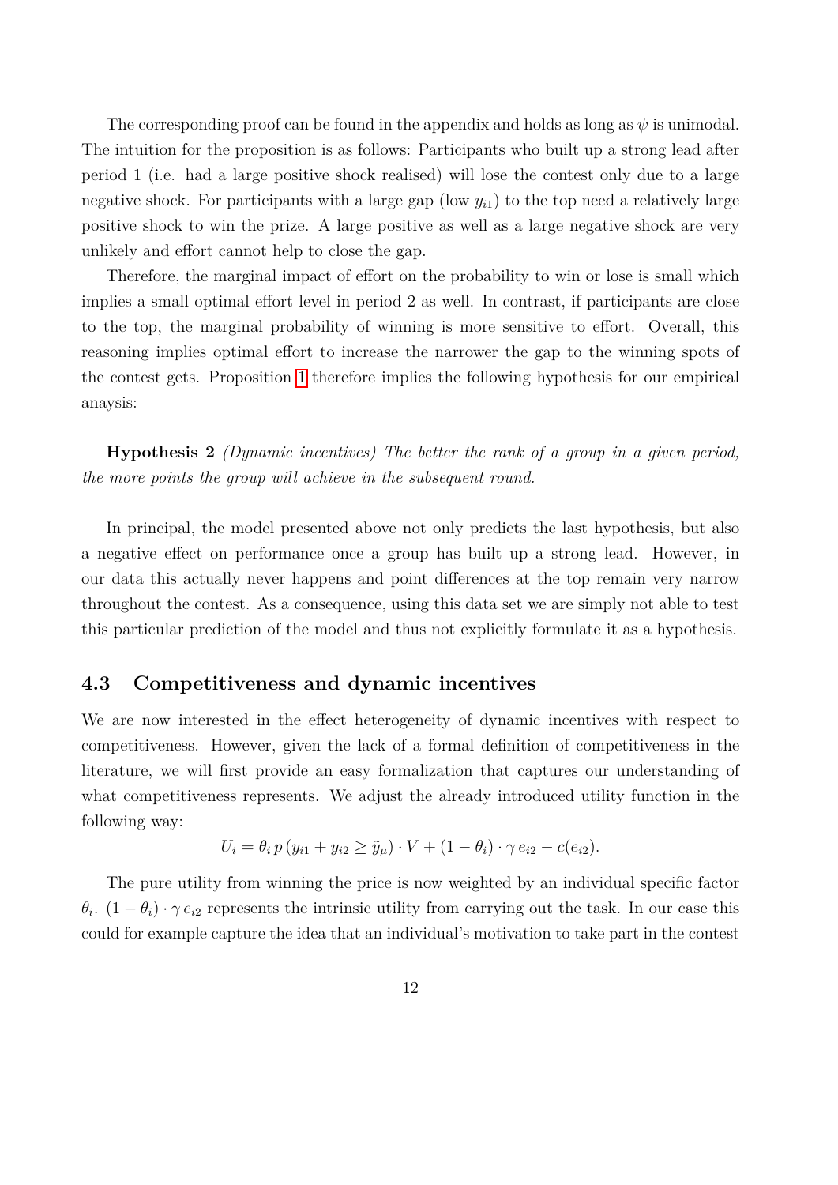The corresponding proof can be found in the appendix and holds as long as $\psi$ is unimodal. The intuition for the proposition is as follows: Participants who built up a strong lead after period 1 (i.e. had a large positive shock realised) will lose the contest only due to a large negative shock. For participants with a large gap (low $y_{i1}$) to the top need a relatively large positive shock to win the prize. A large positive as well as a large negative shock are very unlikely and effort cannot help to close the gap.

Therefore, the marginal impact of effort on the probability to win or lose is small which implies a small optimal effort level in period 2 as well. In contrast, if participants are close to the top, the marginal probability of winning is more sensitive to effort. Overall, this reasoning implies optimal effort to increase the narrower the gap to the winning spots of the contest gets. Proposition 1 therefore implies the following hypothesis for our empirical anaysis:

**Hypothesis 2** *(Dynamic incentives) The better the rank of a group in a given period, the more points the group will achieve in the subsequent round.*

In principal, the model presented above not only predicts the last hypothesis, but also a negative effect on performance once a group has built up a strong lead. However, in our data this actually never happens and point differences at the top remain very narrow throughout the contest. As a consequence, using this data set we are simply not able to test this particular prediction of the model and thus not explicitly formulate it as a hypothesis.

## 4.3 Competitiveness and dynamic incentives

We are now interested in the effect heterogeneity of dynamic incentives with respect to competitiveness. However, given the lack of a formal definition of competitiveness in the literature, we will first provide an easy formalization that captures our understanding of what competitiveness represents. We adjust the already introduced utility function in the following way:

$$U_i = \theta_i \, p \, (y_{i1} + y_{i2} \geq \tilde{y}_\mu) \cdot V + (1 - \theta_i) \cdot \gamma \, e_{i2} - c(e_{i2}).$$

The pure utility from winning the price is now weighted by an individual specific factor $\theta_i$. $(1 - \theta_i) \cdot \gamma \, e_{i2}$ represents the intrinsic utility from carrying out the task. In our case this could for example capture the idea that an individual's motivation to take part in the contest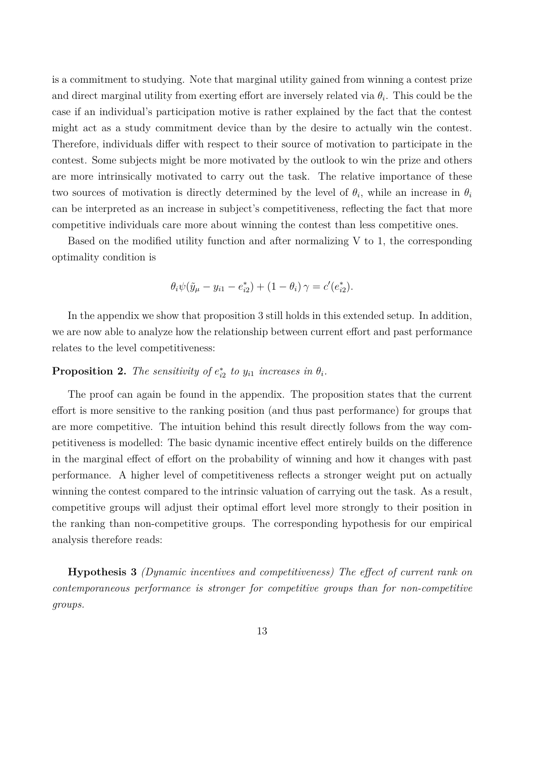is a commitment to studying. Note that marginal utility gained from winning a contest prize and direct marginal utility from exerting effort are inversely related via $\theta_i$. This could be the case if an individual's participation motive is rather explained by the fact that the contest might act as a study commitment device than by the desire to actually win the contest. Therefore, individuals differ with respect to their source of motivation to participate in the contest. Some subjects might be more motivated by the outlook to win the prize and others are more intrinsically motivated to carry out the task. The relative importance of these two sources of motivation is directly determined by the level of $\theta_i$, while an increase in $\theta_i$ can be interpreted as an increase in subject's competitiveness, reflecting the fact that more competitive individuals care more about winning the contest than less competitive ones.

Based on the modified utility function and after normalizing V to 1, the corresponding optimality condition is

$$\theta_i \psi(\tilde{y}_\mu - y_{i1} - e^*_{i2}) + (1 - \theta_i)\,\gamma = c'(e^*_{i2}).$$

In the appendix we show that proposition 3 still holds in this extended setup. In addition, we are now able to analyze how the relationship between current effort and past performance relates to the level competitiveness:

**Proposition 2.** *The sensitivity of $e^*_{i2}$ to $y_{i1}$ increases in $\theta_i$.*

The proof can again be found in the appendix. The proposition states that the current effort is more sensitive to the ranking position (and thus past performance) for groups that are more competitive. The intuition behind this result directly follows from the way competitiveness is modelled: The basic dynamic incentive effect entirely builds on the difference in the marginal effect of effort on the probability of winning and how it changes with past performance. A higher level of competitiveness reflects a stronger weight put on actually winning the contest compared to the intrinsic valuation of carrying out the task. As a result, competitive groups will adjust their optimal effort level more strongly to their position in the ranking than non-competitive groups. The corresponding hypothesis for our empirical analysis therefore reads:

**Hypothesis 3** *(Dynamic incentives and competitiveness) The effect of current rank on contemporaneous performance is stronger for competitive groups than for non-competitive groups.*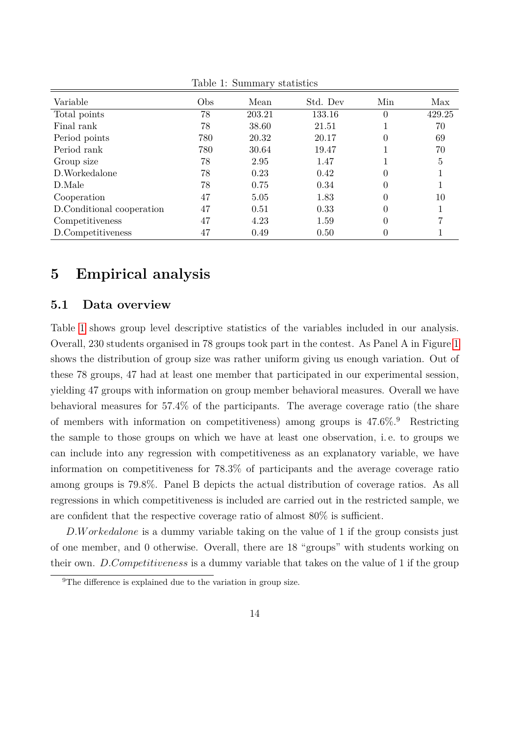Table 1: Summary statistics

| Variable | Obs | Mean | Std. Dev | Min | Max |
|---|---|---|---|---|---|
| Total points | 78 | 203.21 | 133.16 | 0 | 429.25 |
| Final rank | 78 | 38.60 | 21.51 | 1 | 70 |
| Period points | 780 | 20.32 | 20.17 | 0 | 69 |
| Period rank | 780 | 30.64 | 19.47 | 1 | 70 |
| Group size | 78 | 2.95 | 1.47 | 1 | 5 |
| D.Workedalone | 78 | 0.23 | 0.42 | 0 | 1 |
| D.Male | 78 | 0.75 | 0.34 | 0 | 1 |
| Cooperation | 47 | 5.05 | 1.83 | 0 | 10 |
| D.Conditional cooperation | 47 | 0.51 | 0.33 | 0 | 1 |
| Competitiveness | 47 | 4.23 | 1.59 | 0 | 7 |
| D.Competitiveness | 47 | 0.49 | 0.50 | 0 | 1 |

# 5 Empirical analysis

## 5.1 Data overview

Table 1 shows group level descriptive statistics of the variables included in our analysis. Overall, 230 students organised in 78 groups took part in the contest. As Panel A in Figure 1 shows the distribution of group size was rather uniform giving us enough variation. Out of these 78 groups, 47 had at least one member that participated in our experimental session, yielding 47 groups with information on group member behavioral measures. Overall we have behavioral measures for 57.4% of the participants. The average coverage ratio (the share of members with information on competitiveness) among groups is 47.6%.[9] Restricting the sample to those groups on which we have at least one observation, i. e. to groups we can include into any regression with competitiveness as an explanatory variable, we have information on competitiveness for 78.3% of participants and the average coverage ratio among groups is 79.8%. Panel B depicts the actual distribution of coverage ratios. As all regressions in which competitiveness is included are carried out in the restricted sample, we are confident that the respective coverage ratio of almost 80% is sufficient.

*D.Workedalone* is a dummy variable taking on the value of 1 if the group consists just of one member, and 0 otherwise. Overall, there are 18 "groups" with students working on their own. *D.Competitiveness* is a dummy variable that takes on the value of 1 if the group

[9] The difference is explained due to the variation in group size.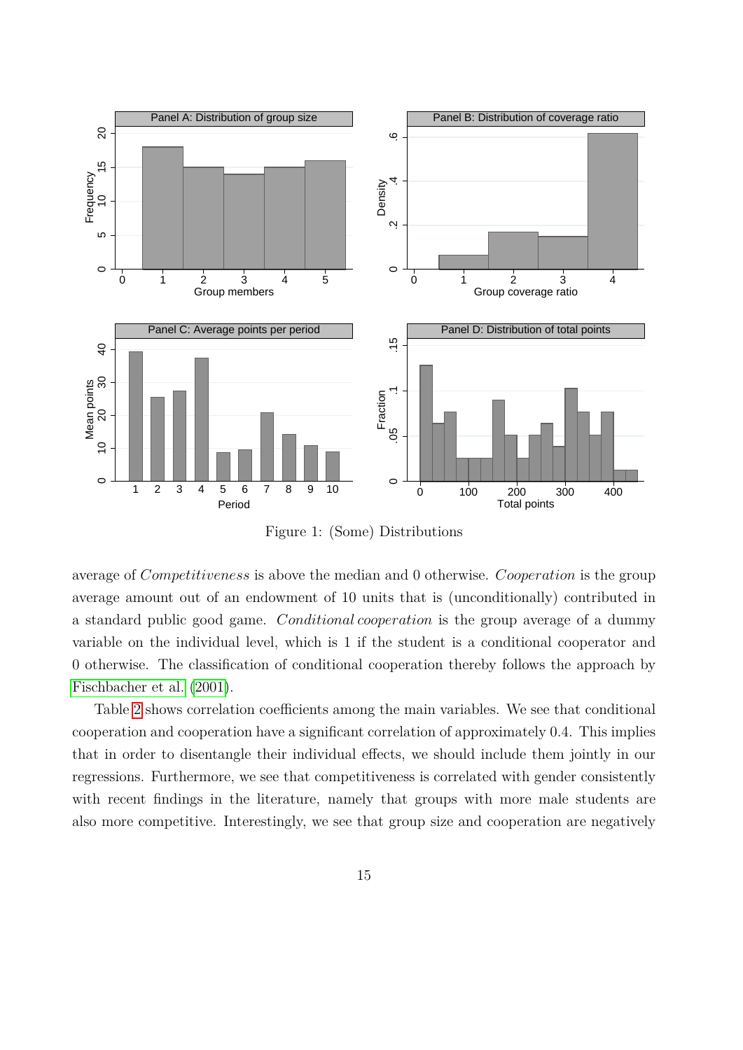Figure 1: (Some) Distributions

average of *Competitiveness* is above the median and 0 otherwise. *Cooperation* is the group average amount out of an endowment of 10 units that is (unconditionally) contributed in a standard public good game. *Conditional cooperation* is the group average of a dummy variable on the individual level, which is 1 if the student is a conditional cooperator and 0 otherwise. The classification of conditional cooperation thereby follows the approach by Fischbacher et al. (2001).

Table 2 shows correlation coefficients among the main variables. We see that conditional cooperation and cooperation have a significant correlation of approximately 0.4. This implies that in order to disentangle their individual effects, we should include them jointly in our regressions. Furthermore, we see that competitiveness is correlated with gender consistently with recent findings in the literature, namely that groups with more male students are also more competitive. Interestingly, we see that group size and cooperation are negatively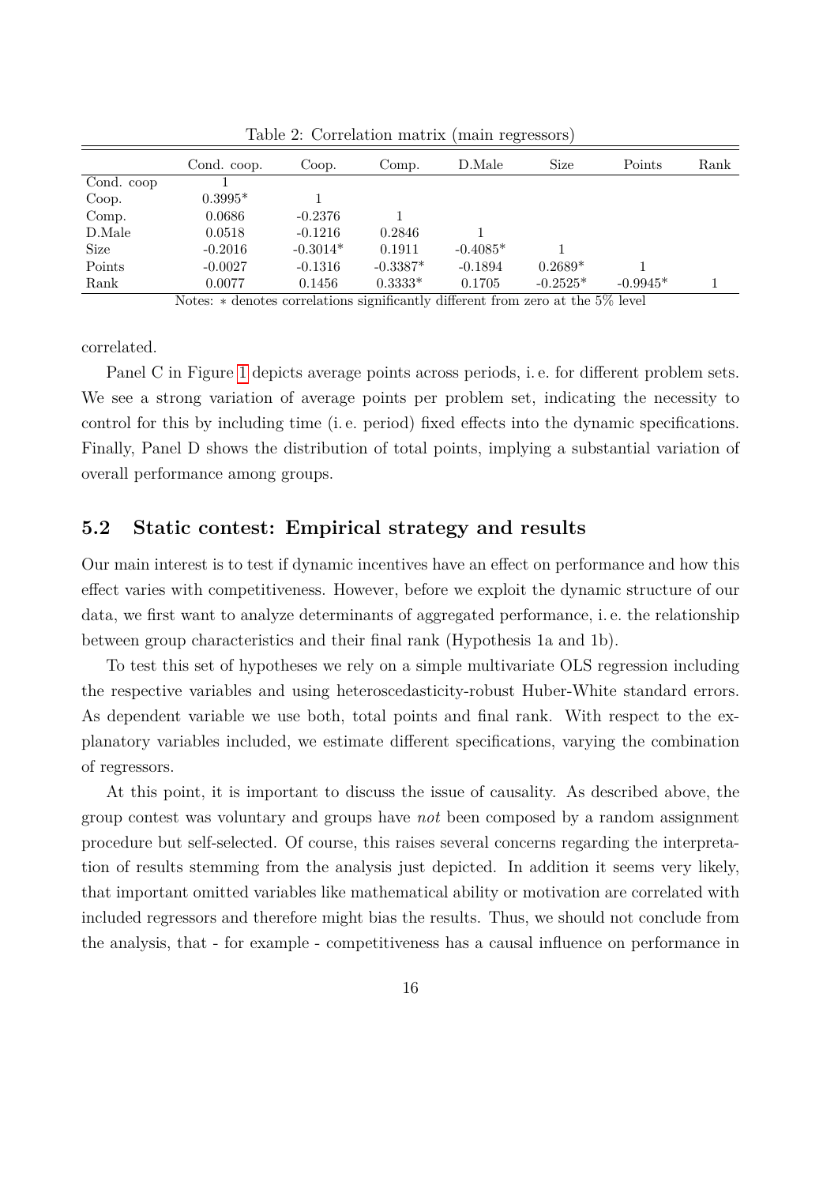Table 2: Correlation matrix (main regressors)

| | Cond. coop. | Coop. | Comp. | D.Male | Size | Points | Rank |
|---|---|---|---|---|---|---|---|
| Cond. coop | 1 | | | | | | |
| Coop. | 0.3995* | 1 | | | | | |
| Comp. | 0.0686 | -0.2376 | 1 | | | | |
| D.Male | 0.0518 | -0.1216 | 0.2846 | 1 | | | |
| Size | -0.2016 | -0.3014* | 0.1911 | -0.4085* | 1 | | |
| Points | -0.0027 | -0.1316 | -0.3387* | -0.1894 | 0.2689* | 1 | |
| Rank | 0.0077 | 0.1456 | 0.3333* | 0.1705 | -0.2525* | -0.9945* | 1 |

Notes: $*$ denotes correlations significantly different from zero at the 5% level

correlated.

Panel C in Figure 1 depicts average points across periods, i. e. for different problem sets. We see a strong variation of average points per problem set, indicating the necessity to control for this by including time (i. e. period) fixed effects into the dynamic specifications. Finally, Panel D shows the distribution of total points, implying a substantial variation of overall performance among groups.

## 5.2 Static contest: Empirical strategy and results

Our main interest is to test if dynamic incentives have an effect on performance and how this effect varies with competitiveness. However, before we exploit the dynamic structure of our data, we first want to analyze determinants of aggregated performance, i. e. the relationship between group characteristics and their final rank (Hypothesis 1a and 1b).

To test this set of hypotheses we rely on a simple multivariate OLS regression including the respective variables and using heteroscedasticity-robust Huber-White standard errors. As dependent variable we use both, total points and final rank. With respect to the explanatory variables included, we estimate different specifications, varying the combination of regressors.

At this point, it is important to discuss the issue of causality. As described above, the group contest was voluntary and groups have *not* been composed by a random assignment procedure but self-selected. Of course, this raises several concerns regarding the interpretation of results stemming from the analysis just depicted. In addition it seems very likely, that important omitted variables like mathematical ability or motivation are correlated with included regressors and therefore might bias the results. Thus, we should not conclude from the analysis, that - for example - competitiveness has a causal influence on performance in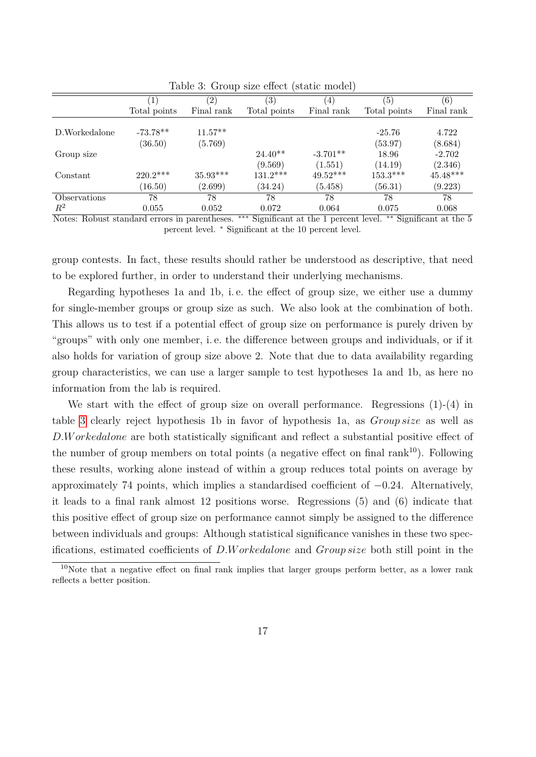Table 3: Group size effect (static model)

| | (1) | (2) | (3) | (4) | (5) | (6) |
|---|---|---|---|---|---|---|
| | Total points | Final rank | Total points | Final rank | Total points | Final rank |
| D.Workedalone | -73.78** | 11.57** | | | -25.76 | 4.722 |
| | (36.50) | (5.769) | | | (53.97) | (8.684) |
| Group size | | | 24.40** | -3.701** | 18.96 | -2.702 |
| | | | (9.569) | (1.551) | (14.19) | (2.346) |
| Constant | 220.2*** | 35.93*** | 131.2*** | 49.52*** | 153.3*** | 45.48*** |
| | (16.50) | (2.699) | (34.24) | (5.458) | (56.31) | (9.223) |
| Observations | 78 | 78 | 78 | 78 | 78 | 78 |
| $R^2$ | 0.055 | 0.052 | 0.072 | 0.064 | 0.075 | 0.068 |

Notes: Robust standard errors in parentheses. *** Significant at the 1 percent level. ** Significant at the 5 percent level. * Significant at the 10 percent level.

group contests. In fact, these results should rather be understood as descriptive, that need to be explored further, in order to understand their underlying mechanisms.

Regarding hypotheses 1a and 1b, i. e. the effect of group size, we either use a dummy for single-member groups or group size as such. We also look at the combination of both. This allows us to test if a potential effect of group size on performance is purely driven by "groups" with only one member, i. e. the difference between groups and individuals, or if it also holds for variation of group size above 2. Note that due to data availability regarding group characteristics, we can use a larger sample to test hypotheses 1a and 1b, as here no information from the lab is required.

We start with the effect of group size on overall performance. Regressions (1)-(4) in table 3 clearly reject hypothesis 1b in favor of hypothesis 1a, as *Group size* as well as *D.Workedalone* are both statistically significant and reflect a substantial positive effect of the number of group members on total points (a negative effect on final rank[10]). Following these results, working alone instead of within a group reduces total points on average by approximately 74 points, which implies a standardised coefficient of $-0.24$. Alternatively, it leads to a final rank almost 12 positions worse. Regressions (5) and (6) indicate that this positive effect of group size on performance cannot simply be assigned to the difference between individuals and groups: Although statistical significance vanishes in these two specifications, estimated coefficients of *D.Workedalone* and *Group size* both still point in the

[10] Note that a negative effect on final rank implies that larger groups perform better, as a lower rank reflects a better position.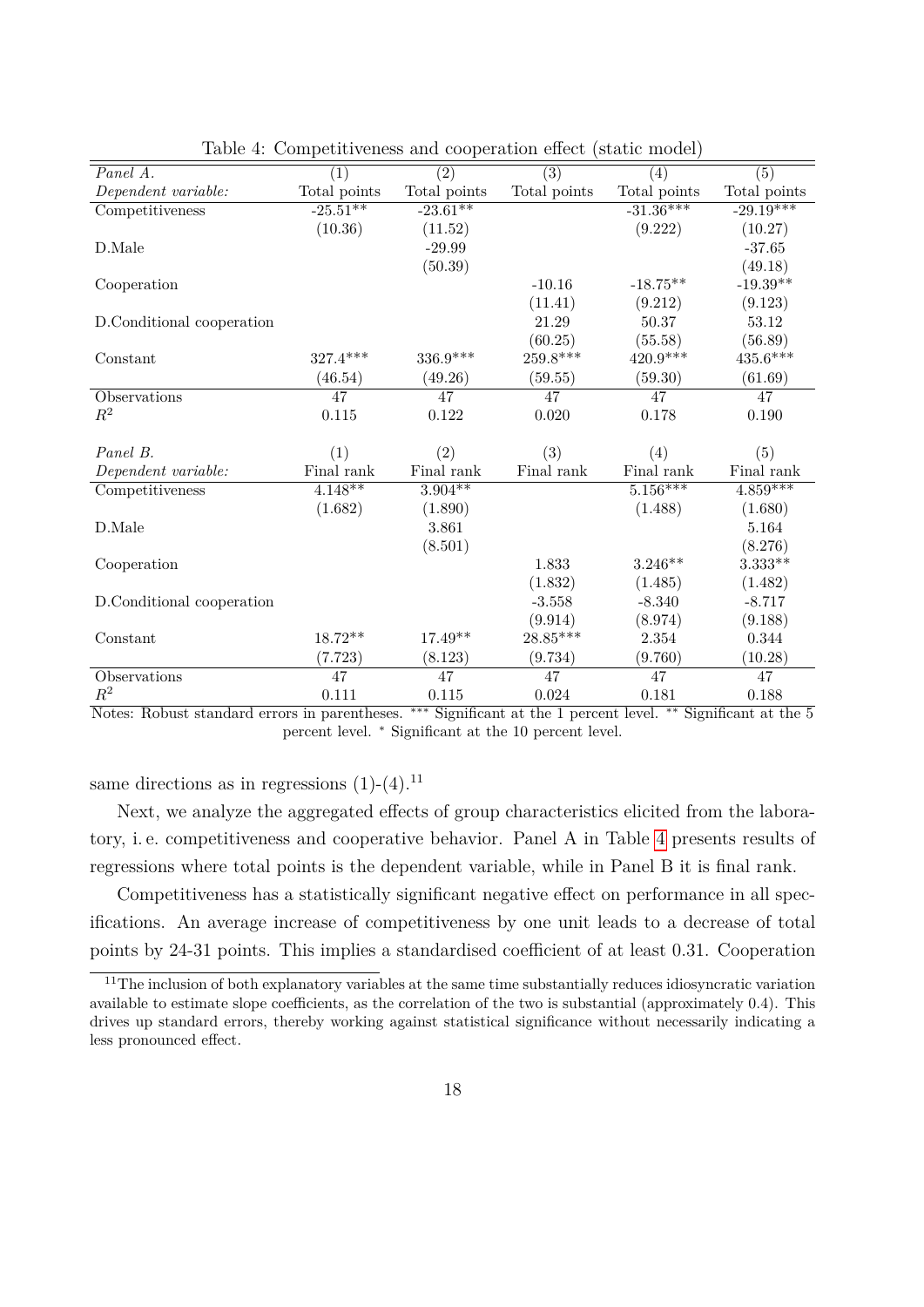Table 4: Competitiveness and cooperation effect (static model)

| *Panel A.* | (1) | (2) | (3) | (4) | (5) |
|---|---|---|---|---|---|
| *Dependent variable:* | Total points | Total points | Total points | Total points | Total points |
| Competitiveness | -25.51** | -23.61** | | -31.36*** | -29.19*** |
| | (10.36) | (11.52) | | (9.222) | (10.27) |
| D.Male | | -29.99 | | | -37.65 |
| | | (50.39) | | | (49.18) |
| Cooperation | | | -10.16 | -18.75** | -19.39** |
| | | | (11.41) | (9.212) | (9.123) |
| D.Conditional cooperation | | | 21.29 | 50.37 | 53.12 |
| | | | (60.25) | (55.58) | (56.89) |
| Constant | 327.4*** | 336.9*** | 259.8*** | 420.9*** | 435.6*** |
| | (46.54) | (49.26) | (59.55) | (59.30) | (61.69) |
| Observations | 47 | 47 | 47 | 47 | 47 |
| $R^2$ | 0.115 | 0.122 | 0.020 | 0.178 | 0.190 |
| | | | | | |
| *Panel B.* | (1) | (2) | (3) | (4) | (5) |
| *Dependent variable:* | Final rank | Final rank | Final rank | Final rank | Final rank |
| Competitiveness | 4.148** | 3.904** | | 5.156*** | 4.859*** |
| | (1.682) | (1.890) | | (1.488) | (1.680) |
| D.Male | | 3.861 | | | 5.164 |
| | | (8.501) | | | (8.276) |
| Cooperation | | | 1.833 | 3.246** | 3.333** |
| | | | (1.832) | (1.485) | (1.482) |
| D.Conditional cooperation | | | -3.558 | -8.340 | -8.717 |
| | | | (9.914) | (8.974) | (9.188) |
| Constant | 18.72** | 17.49** | 28.85*** | 2.354 | 0.344 |
| | (7.723) | (8.123) | (9.734) | (9.760) | (10.28) |
| Observations | 47 | 47 | 47 | 47 | 47 |
| $R^2$ | 0.111 | 0.115 | 0.024 | 0.181 | 0.188 |

Notes: Robust standard errors in parentheses. *** Significant at the 1 percent level. ** Significant at the 5 percent level. * Significant at the 10 percent level.

same directions as in regressions (1)-(4).[11]

Next, we analyze the aggregated effects of group characteristics elicited from the laboratory, i. e. competitiveness and cooperative behavior. Panel A in Table 4 presents results of regressions where total points is the dependent variable, while in Panel B it is final rank.

Competitiveness has a statistically significant negative effect on performance in all specifications. An average increase of competitiveness by one unit leads to a decrease of total points by 24-31 points. This implies a standardised coefficient of at least 0.31. Cooperation

[11] The inclusion of both explanatory variables at the same time substantially reduces idiosyncratic variation available to estimate slope coefficients, as the correlation of the two is substantial (approximately 0.4). This drives up standard errors, thereby working against statistical significance without necessarily indicating a less pronounced effect.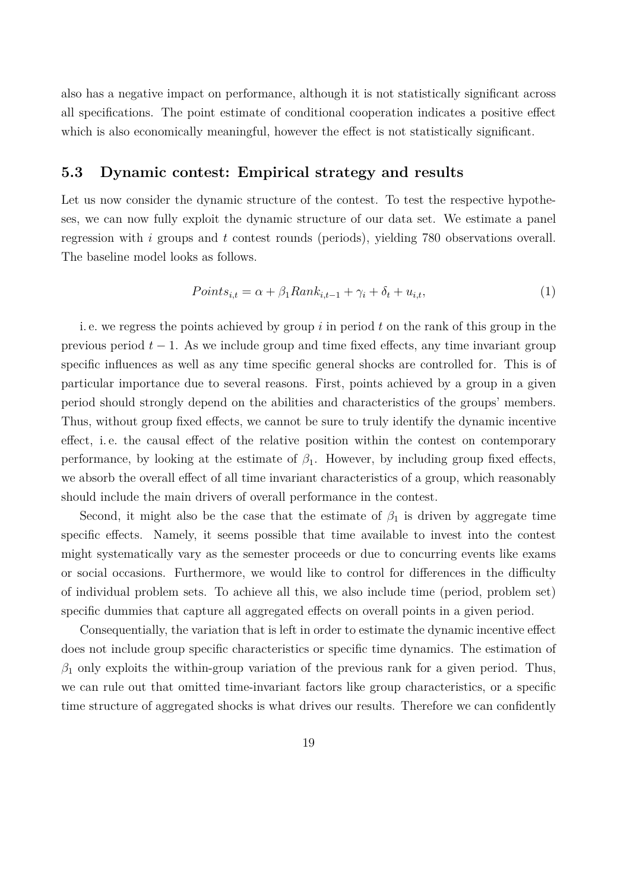also has a negative impact on performance, although it is not statistically significant across all specifications. The point estimate of conditional cooperation indicates a positive effect which is also economically meaningful, however the effect is not statistically significant.

### 5.3 Dynamic contest: Empirical strategy and results

Let us now consider the dynamic structure of the contest. To test the respective hypotheses, we can now fully exploit the dynamic structure of our data set. We estimate a panel regression with $i$ groups and $t$ contest rounds (periods), yielding 780 observations overall. The baseline model looks as follows.

$$Points_{i,t} = \alpha + \beta_1 Rank_{i,t-1} + \gamma_i + \delta_t + u_{i,t}, \tag{1}$$

i. e. we regress the points achieved by group $i$ in period $t$ on the rank of this group in the previous period $t-1$. As we include group and time fixed effects, any time invariant group specific influences as well as any time specific general shocks are controlled for. This is of particular importance due to several reasons. First, points achieved by a group in a given period should strongly depend on the abilities and characteristics of the groups' members. Thus, without group fixed effects, we cannot be sure to truly identify the dynamic incentive effect, i. e. the causal effect of the relative position within the contest on contemporary performance, by looking at the estimate of $\beta_1$. However, by including group fixed effects, we absorb the overall effect of all time invariant characteristics of a group, which reasonably should include the main drivers of overall performance in the contest.

Second, it might also be the case that the estimate of $\beta_1$ is driven by aggregate time specific effects. Namely, it seems possible that time available to invest into the contest might systematically vary as the semester proceeds or due to concurring events like exams or social occasions. Furthermore, we would like to control for differences in the difficulty of individual problem sets. To achieve all this, we also include time (period, problem set) specific dummies that capture all aggregated effects on overall points in a given period.

Consequentially, the variation that is left in order to estimate the dynamic incentive effect does not include group specific characteristics or specific time dynamics. The estimation of $\beta_1$ only exploits the within-group variation of the previous rank for a given period. Thus, we can rule out that omitted time-invariant factors like group characteristics, or a specific time structure of aggregated shocks is what drives our results. Therefore we can confidently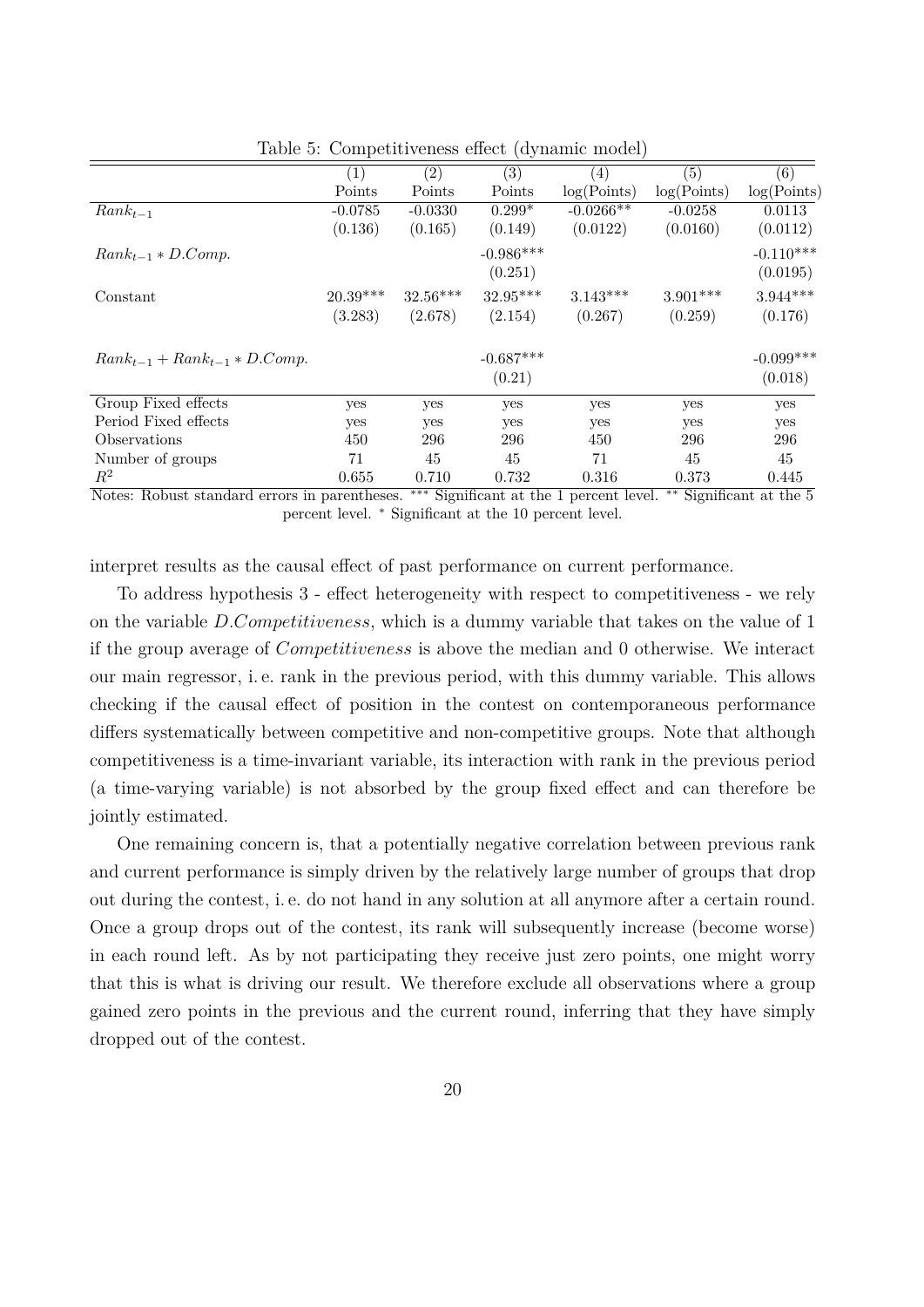Table 5: Competitiveness effect (dynamic model)

| | (1) | (2) | (3) | (4) | (5) | (6) |
|---|---|---|---|---|---|---|
| | Points | Points | Points | log(Points) | log(Points) | log(Points) |
| $Rank_{t-1}$ | -0.0785 | -0.0330 | 0.299* | -0.0266** | -0.0258 | 0.0113 |
| | (0.136) | (0.165) | (0.149) | (0.0122) | (0.0160) | (0.0112) |
| $Rank_{t-1} * D.Comp.$ | | | -0.986*** | | | -0.110*** |
| | | | (0.251) | | | (0.0195) |
| Constant | 20.39*** | 32.56*** | 32.95*** | 3.143*** | 3.901*** | 3.944*** |
| | (3.283) | (2.678) | (2.154) | (0.267) | (0.259) | (0.176) |
| $Rank_{t-1} + Rank_{t-1} * D.Comp.$ | | | -0.687*** | | | -0.099*** |
| | | | (0.21) | | | (0.018) |
| Group Fixed effects | yes | yes | yes | yes | yes | yes |
| Period Fixed effects | yes | yes | yes | yes | yes | yes |
| Observations | 450 | 296 | 296 | 450 | 296 | 296 |
| Number of groups | 71 | 45 | 45 | 71 | 45 | 45 |
| $R^2$ | 0.655 | 0.710 | 0.732 | 0.316 | 0.373 | 0.445 |

Notes: Robust standard errors in parentheses. *** Significant at the 1 percent level. ** Significant at the 5 percent level. * Significant at the 10 percent level.

interpret results as the causal effect of past performance on current performance.

To address hypothesis 3 - effect heterogeneity with respect to competitiveness - we rely on the variable *D.Competitiveness*, which is a dummy variable that takes on the value of 1 if the group average of *Competitiveness* is above the median and 0 otherwise. We interact our main regressor, i. e. rank in the previous period, with this dummy variable. This allows checking if the causal effect of position in the contest on contemporaneous performance differs systematically between competitive and non-competitive groups. Note that although competitiveness is a time-invariant variable, its interaction with rank in the previous period (a time-varying variable) is not absorbed by the group fixed effect and can therefore be jointly estimated.

One remaining concern is, that a potentially negative correlation between previous rank and current performance is simply driven by the relatively large number of groups that drop out during the contest, i. e. do not hand in any solution at all anymore after a certain round. Once a group drops out of the contest, its rank will subsequently increase (become worse) in each round left. As by not participating they receive just zero points, one might worry that this is what is driving our result. We therefore exclude all observations where a group gained zero points in the previous and the current round, inferring that they have simply dropped out of the contest.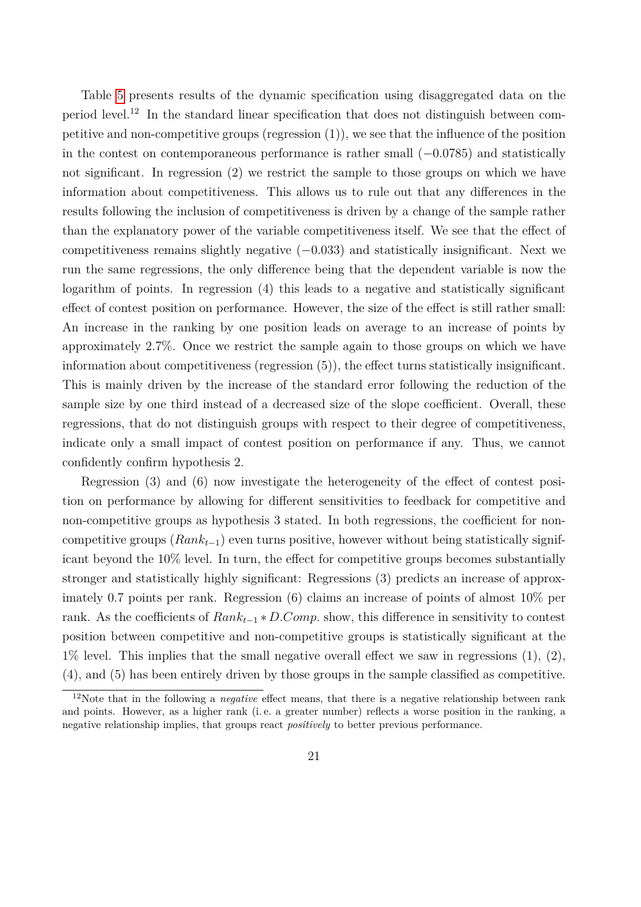Table 5 presents results of the dynamic specification using disaggregated data on the period level.[12] In the standard linear specification that does not distinguish between competitive and non-competitive groups (regression (1)), we see that the influence of the position in the contest on contemporaneous performance is rather small ($-0.0785$) and statistically not significant. In regression (2) we restrict the sample to those groups on which we have information about competitiveness. This allows us to rule out that any differences in the results following the inclusion of competitiveness is driven by a change of the sample rather than the explanatory power of the variable competitiveness itself. We see that the effect of competitiveness remains slightly negative ($-0.033$) and statistically insignificant. Next we run the same regressions, the only difference being that the dependent variable is now the logarithm of points. In regression (4) this leads to a negative and statistically significant effect of contest position on performance. However, the size of the effect is still rather small: An increase in the ranking by one position leads on average to an increase of points by approximately 2.7%. Once we restrict the sample again to those groups on which we have information about competitiveness (regression (5)), the effect turns statistically insignificant. This is mainly driven by the increase of the standard error following the reduction of the sample size by one third instead of a decreased size of the slope coefficient. Overall, these regressions, that do not distinguish groups with respect to their degree of competitiveness, indicate only a small impact of contest position on performance if any. Thus, we cannot confidently confirm hypothesis 2.

Regression (3) and (6) now investigate the heterogeneity of the effect of contest position on performance by allowing for different sensitivities to feedback for competitive and non-competitive groups as hypothesis 3 stated. In both regressions, the coefficient for non-competitive groups ($Rank_{t-1}$) even turns positive, however without being statistically significant beyond the 10% level. In turn, the effect for competitive groups becomes substantially stronger and statistically highly significant: Regressions (3) predicts an increase of approximately 0.7 points per rank. Regression (6) claims an increase of points of almost 10% per rank. As the coefficients of $Rank_{t-1} * D.Comp.$ show, this difference in sensitivity to contest position between competitive and non-competitive groups is statistically significant at the 1% level. This implies that the small negative overall effect we saw in regressions (1), (2), (4), and (5) has been entirely driven by those groups in the sample classified as competitive.

[12] Note that in the following a *negative* effect means, that there is a negative relationship between rank and points. However, as a higher rank (i. e. a greater number) reflects a worse position in the ranking, a negative relationship implies, that groups react *positively* to better previous performance.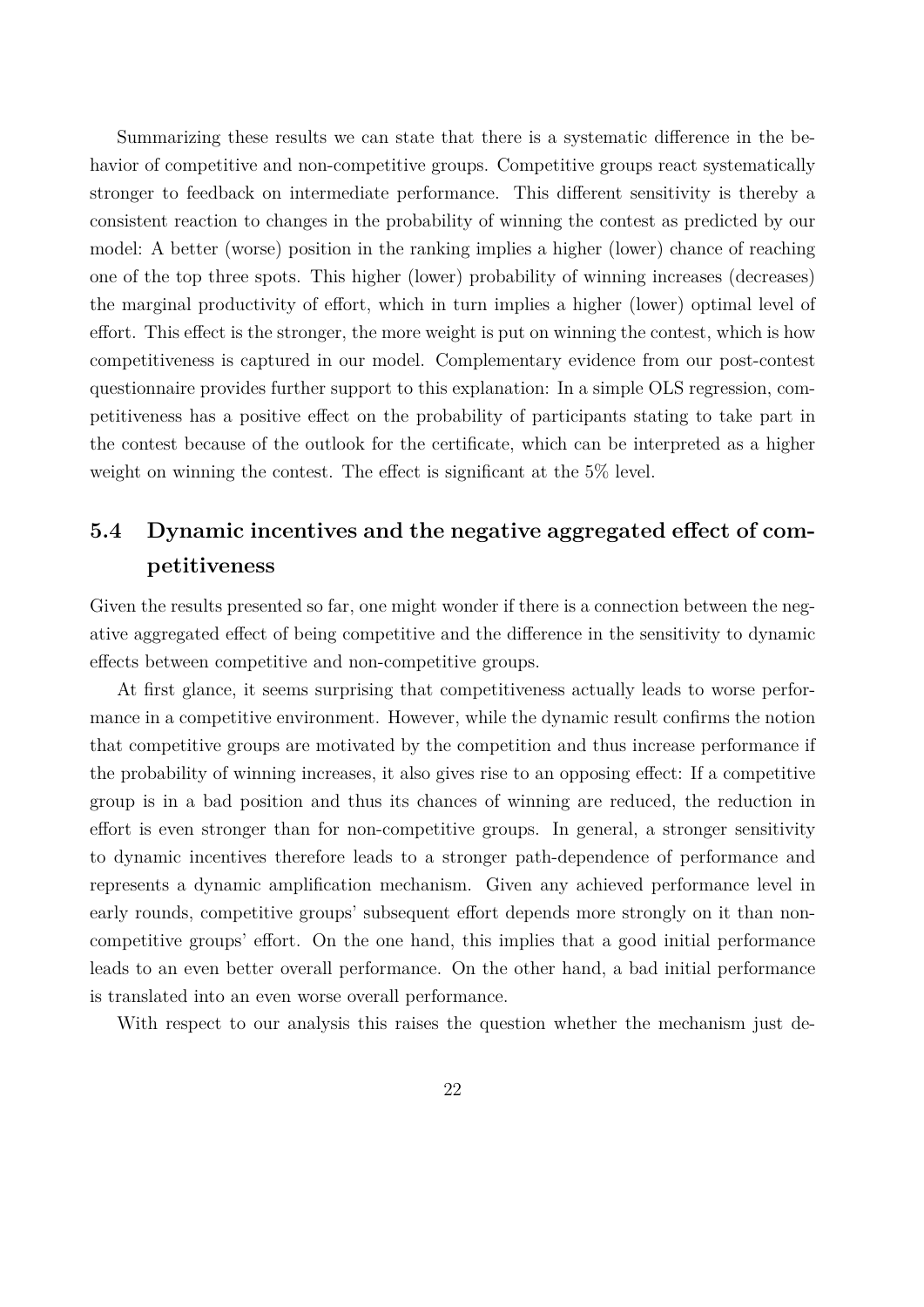Summarizing these results we can state that there is a systematic difference in the behavior of competitive and non-competitive groups. Competitive groups react systematically stronger to feedback on intermediate performance. This different sensitivity is thereby a consistent reaction to changes in the probability of winning the contest as predicted by our model: A better (worse) position in the ranking implies a higher (lower) chance of reaching one of the top three spots. This higher (lower) probability of winning increases (decreases) the marginal productivity of effort, which in turn implies a higher (lower) optimal level of effort. This effect is the stronger, the more weight is put on winning the contest, which is how competitiveness is captured in our model. Complementary evidence from our post-contest questionnaire provides further support to this explanation: In a simple OLS regression, competitiveness has a positive effect on the probability of participants stating to take part in the contest because of the outlook for the certificate, which can be interpreted as a higher weight on winning the contest. The effect is significant at the 5% level.

## 5.4 Dynamic incentives and the negative aggregated effect of competitiveness

Given the results presented so far, one might wonder if there is a connection between the negative aggregated effect of being competitive and the difference in the sensitivity to dynamic effects between competitive and non-competitive groups.

At first glance, it seems surprising that competitiveness actually leads to worse performance in a competitive environment. However, while the dynamic result confirms the notion that competitive groups are motivated by the competition and thus increase performance if the probability of winning increases, it also gives rise to an opposing effect: If a competitive group is in a bad position and thus its chances of winning are reduced, the reduction in effort is even stronger than for non-competitive groups. In general, a stronger sensitivity to dynamic incentives therefore leads to a stronger path-dependence of performance and represents a dynamic amplification mechanism. Given any achieved performance level in early rounds, competitive groups' subsequent effort depends more strongly on it than non-competitive groups' effort. On the one hand, this implies that a good initial performance leads to an even better overall performance. On the other hand, a bad initial performance is translated into an even worse overall performance.

With respect to our analysis this raises the question whether the mechanism just de-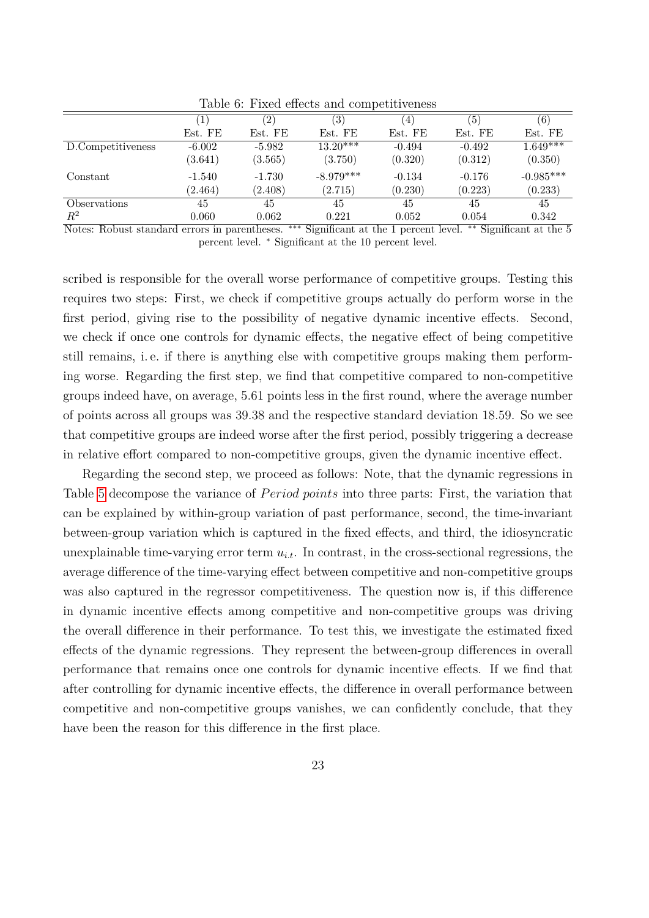Table 6: Fixed effects and competitiveness

| | (1) | (2) | (3) | (4) | (5) | (6) |
|---|---|---|---|---|---|---|
| | Est. FE | Est. FE | Est. FE | Est. FE | Est. FE | Est. FE |
| D.Competitiveness | -6.002 | -5.982 | 13.20*** | -0.494 | -0.492 | 1.649*** |
| | (3.641) | (3.565) | (3.750) | (0.320) | (0.312) | (0.350) |
| Constant | -1.540 | -1.730 | -8.979*** | -0.134 | -0.176 | -0.985*** |
| | (2.464) | (2.408) | (2.715) | (0.230) | (0.223) | (0.233) |
| Observations | 45 | 45 | 45 | 45 | 45 | 45 |
| $R^2$ | 0.060 | 0.062 | 0.221 | 0.052 | 0.054 | 0.342 |

Notes: Robust standard errors in parentheses. *** Significant at the 1 percent level. ** Significant at the 5 percent level. * Significant at the 10 percent level.

scribed is responsible for the overall worse performance of competitive groups. Testing this requires two steps: First, we check if competitive groups actually do perform worse in the first period, giving rise to the possibility of negative dynamic incentive effects. Second, we check if once one controls for dynamic effects, the negative effect of being competitive still remains, i. e. if there is anything else with competitive groups making them performing worse. Regarding the first step, we find that competitive compared to non-competitive groups indeed have, on average, 5.61 points less in the first round, where the average number of points across all groups was 39.38 and the respective standard deviation 18.59. So we see that competitive groups are indeed worse after the first period, possibly triggering a decrease in relative effort compared to non-competitive groups, given the dynamic incentive effect.

Regarding the second step, we proceed as follows: Note, that the dynamic regressions in Table 5 decompose the variance of *Period points* into three parts: First, the variation that can be explained by within-group variation of past performance, second, the time-invariant between-group variation which is captured in the fixed effects, and third, the idiosyncratic unexplainable time-varying error term $u_{i.t}$. In contrast, in the cross-sectional regressions, the average difference of the time-varying effect between competitive and non-competitive groups was also captured in the regressor competitiveness. The question now is, if this difference in dynamic incentive effects among competitive and non-competitive groups was driving the overall difference in their performance. To test this, we investigate the estimated fixed effects of the dynamic regressions. They represent the between-group differences in overall performance that remains once one controls for dynamic incentive effects. If we find that after controlling for dynamic incentive effects, the difference in overall performance between competitive and non-competitive groups vanishes, we can confidently conclude, that they have been the reason for this difference in the first place.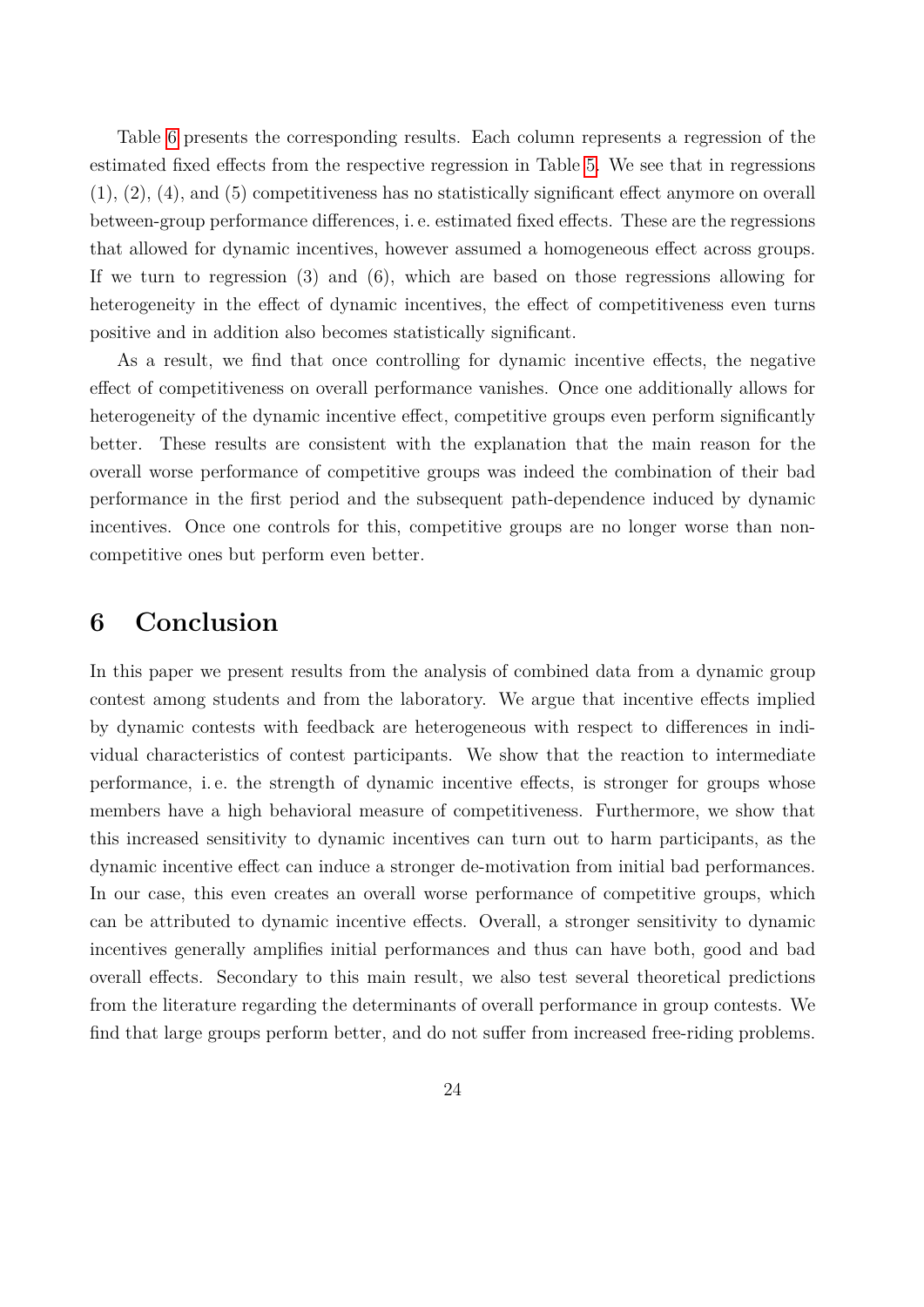Table 6 presents the corresponding results. Each column represents a regression of the estimated fixed effects from the respective regression in Table 5. We see that in regressions (1), (2), (4), and (5) competitiveness has no statistically significant effect anymore on overall between-group performance differences, i. e. estimated fixed effects. These are the regressions that allowed for dynamic incentives, however assumed a homogeneous effect across groups. If we turn to regression (3) and (6), which are based on those regressions allowing for heterogeneity in the effect of dynamic incentives, the effect of competitiveness even turns positive and in addition also becomes statistically significant.

As a result, we find that once controlling for dynamic incentive effects, the negative effect of competitiveness on overall performance vanishes. Once one additionally allows for heterogeneity of the dynamic incentive effect, competitive groups even perform significantly better. These results are consistent with the explanation that the main reason for the overall worse performance of competitive groups was indeed the combination of their bad performance in the first period and the subsequent path-dependence induced by dynamic incentives. Once one controls for this, competitive groups are no longer worse than non-competitive ones but perform even better.

# 6 Conclusion

In this paper we present results from the analysis of combined data from a dynamic group contest among students and from the laboratory. We argue that incentive effects implied by dynamic contests with feedback are heterogeneous with respect to differences in individual characteristics of contest participants. We show that the reaction to intermediate performance, i. e. the strength of dynamic incentive effects, is stronger for groups whose members have a high behavioral measure of competitiveness. Furthermore, we show that this increased sensitivity to dynamic incentives can turn out to harm participants, as the dynamic incentive effect can induce a stronger de-motivation from initial bad performances. In our case, this even creates an overall worse performance of competitive groups, which can be attributed to dynamic incentive effects. Overall, a stronger sensitivity to dynamic incentives generally amplifies initial performances and thus can have both, good and bad overall effects. Secondary to this main result, we also test several theoretical predictions from the literature regarding the determinants of overall performance in group contests. We find that large groups perform better, and do not suffer from increased free-riding problems.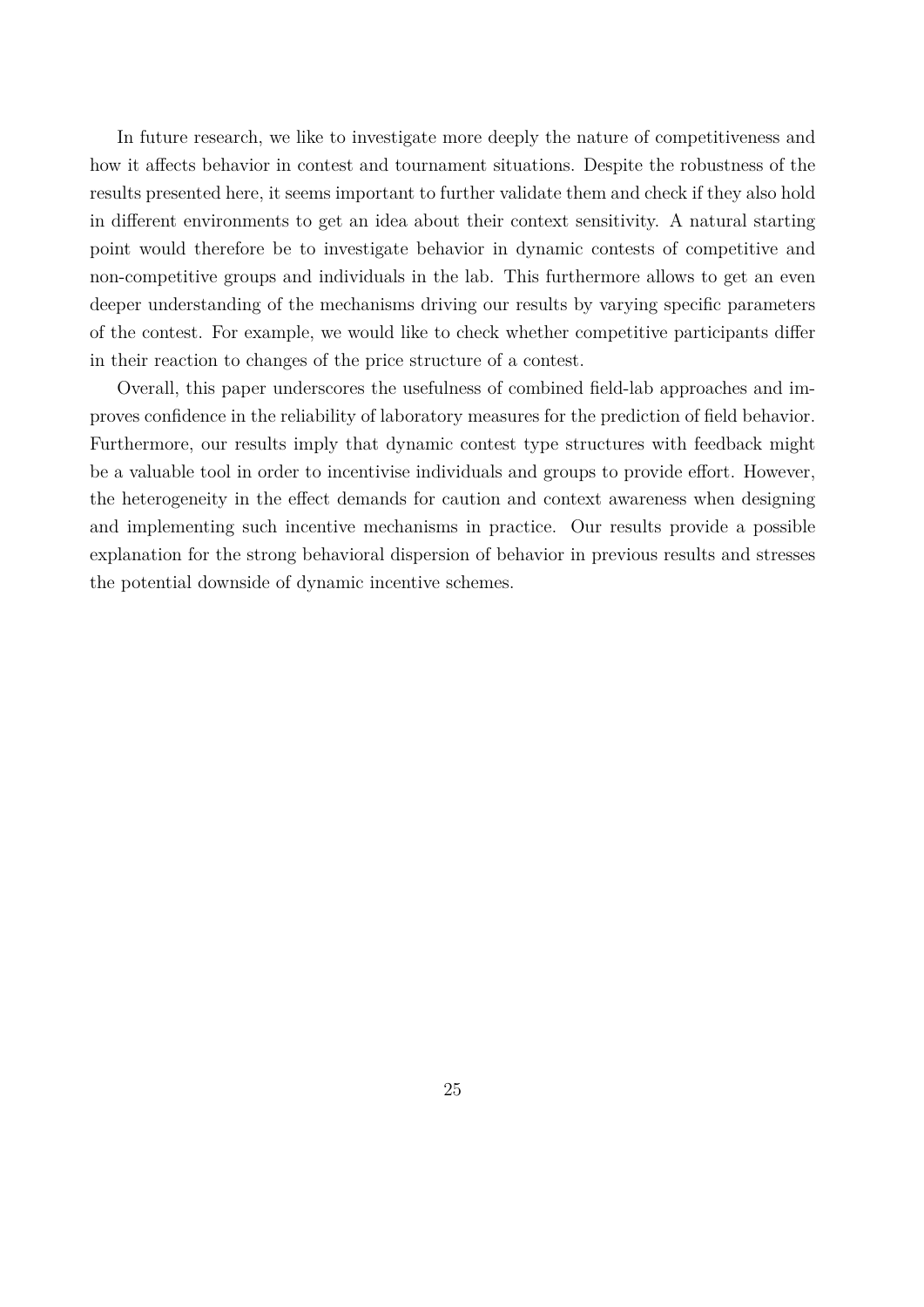In future research, we like to investigate more deeply the nature of competitiveness and how it affects behavior in contest and tournament situations. Despite the robustness of the results presented here, it seems important to further validate them and check if they also hold in different environments to get an idea about their context sensitivity. A natural starting point would therefore be to investigate behavior in dynamic contests of competitive and non-competitive groups and individuals in the lab. This furthermore allows to get an even deeper understanding of the mechanisms driving our results by varying specific parameters of the contest. For example, we would like to check whether competitive participants differ in their reaction to changes of the price structure of a contest.

Overall, this paper underscores the usefulness of combined field-lab approaches and improves confidence in the reliability of laboratory measures for the prediction of field behavior. Furthermore, our results imply that dynamic contest type structures with feedback might be a valuable tool in order to incentivise individuals and groups to provide effort. However, the heterogeneity in the effect demands for caution and context awareness when designing and implementing such incentive mechanisms in practice. Our results provide a possible explanation for the strong behavioral dispersion of behavior in previous results and stresses the potential downside of dynamic incentive schemes.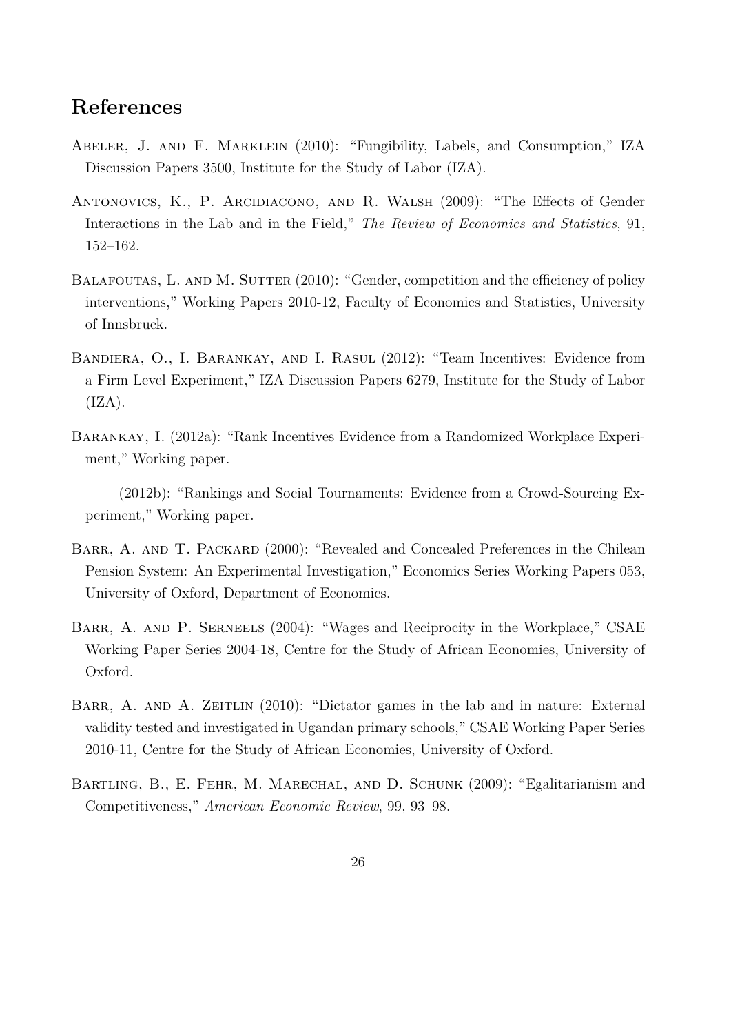# References

Abeler, J. and F. Marklein (2010): "Fungibility, Labels, and Consumption," IZA Discussion Papers 3500, Institute for the Study of Labor (IZA).

Antonovics, K., P. Arcidiacono, and R. Walsh (2009): "The Effects of Gender Interactions in the Lab and in the Field," *The Review of Economics and Statistics*, 91, 152–162.

Balafoutas, L. and M. Sutter (2010): "Gender, competition and the efficiency of policy interventions," Working Papers 2010-12, Faculty of Economics and Statistics, University of Innsbruck.

Bandiera, O., I. Barankay, and I. Rasul (2012): "Team Incentives: Evidence from a Firm Level Experiment," IZA Discussion Papers 6279, Institute for the Study of Labor (IZA).

Barankay, I. (2012a): "Rank Incentives Evidence from a Randomized Workplace Experiment," Working paper.

——— (2012b): "Rankings and Social Tournaments: Evidence from a Crowd-Sourcing Experiment," Working paper.

Barr, A. and T. Packard (2000): "Revealed and Concealed Preferences in the Chilean Pension System: An Experimental Investigation," Economics Series Working Papers 053, University of Oxford, Department of Economics.

Barr, A. and P. Serneels (2004): "Wages and Reciprocity in the Workplace," CSAE Working Paper Series 2004-18, Centre for the Study of African Economies, University of Oxford.

Barr, A. and A. Zeitlin (2010): "Dictator games in the lab and in nature: External validity tested and investigated in Ugandan primary schools," CSAE Working Paper Series 2010-11, Centre for the Study of African Economies, University of Oxford.

Bartling, B., E. Fehr, M. Marechal, and D. Schunk (2009): "Egalitarianism and Competitiveness," *American Economic Review*, 99, 93–98.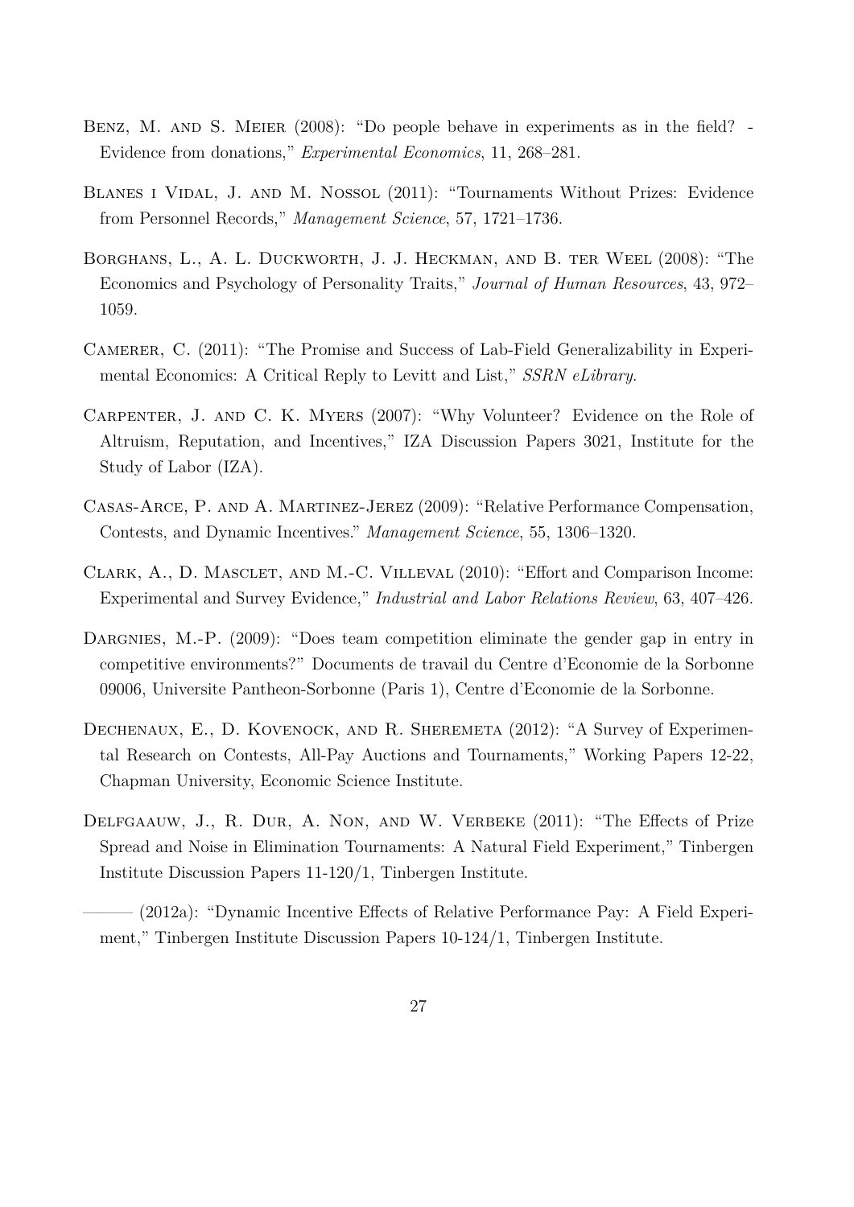Benz, M. and S. Meier (2008): "Do people behave in experiments as in the field? - Evidence from donations," *Experimental Economics*, 11, 268–281.

Blanes i Vidal, J. and M. Nossol (2011): "Tournaments Without Prizes: Evidence from Personnel Records," *Management Science*, 57, 1721–1736.

Borghans, L., A. L. Duckworth, J. J. Heckman, and B. ter Weel (2008): "The Economics and Psychology of Personality Traits," *Journal of Human Resources*, 43, 972–1059.

Camerer, C. (2011): "The Promise and Success of Lab-Field Generalizability in Experimental Economics: A Critical Reply to Levitt and List," *SSRN eLibrary*.

Carpenter, J. and C. K. Myers (2007): "Why Volunteer? Evidence on the Role of Altruism, Reputation, and Incentives," IZA Discussion Papers 3021, Institute for the Study of Labor (IZA).

Casas-Arce, P. and A. Martinez-Jerez (2009): "Relative Performance Compensation, Contests, and Dynamic Incentives." *Management Science*, 55, 1306–1320.

Clark, A., D. Masclet, and M.-C. Villeval (2010): "Effort and Comparison Income: Experimental and Survey Evidence," *Industrial and Labor Relations Review*, 63, 407–426.

Dargnies, M.-P. (2009): "Does team competition eliminate the gender gap in entry in competitive environments?" Documents de travail du Centre d'Economie de la Sorbonne 09006, Universite Pantheon-Sorbonne (Paris 1), Centre d'Economie de la Sorbonne.

Dechenaux, E., D. Kovenock, and R. Sheremeta (2012): "A Survey of Experimental Research on Contests, All-Pay Auctions and Tournaments," Working Papers 12-22, Chapman University, Economic Science Institute.

Delfgaauw, J., R. Dur, A. Non, and W. Verbeke (2011): "The Effects of Prize Spread and Noise in Elimination Tournaments: A Natural Field Experiment," Tinbergen Institute Discussion Papers 11-120/1, Tinbergen Institute.

——— (2012a): "Dynamic Incentive Effects of Relative Performance Pay: A Field Experiment," Tinbergen Institute Discussion Papers 10-124/1, Tinbergen Institute.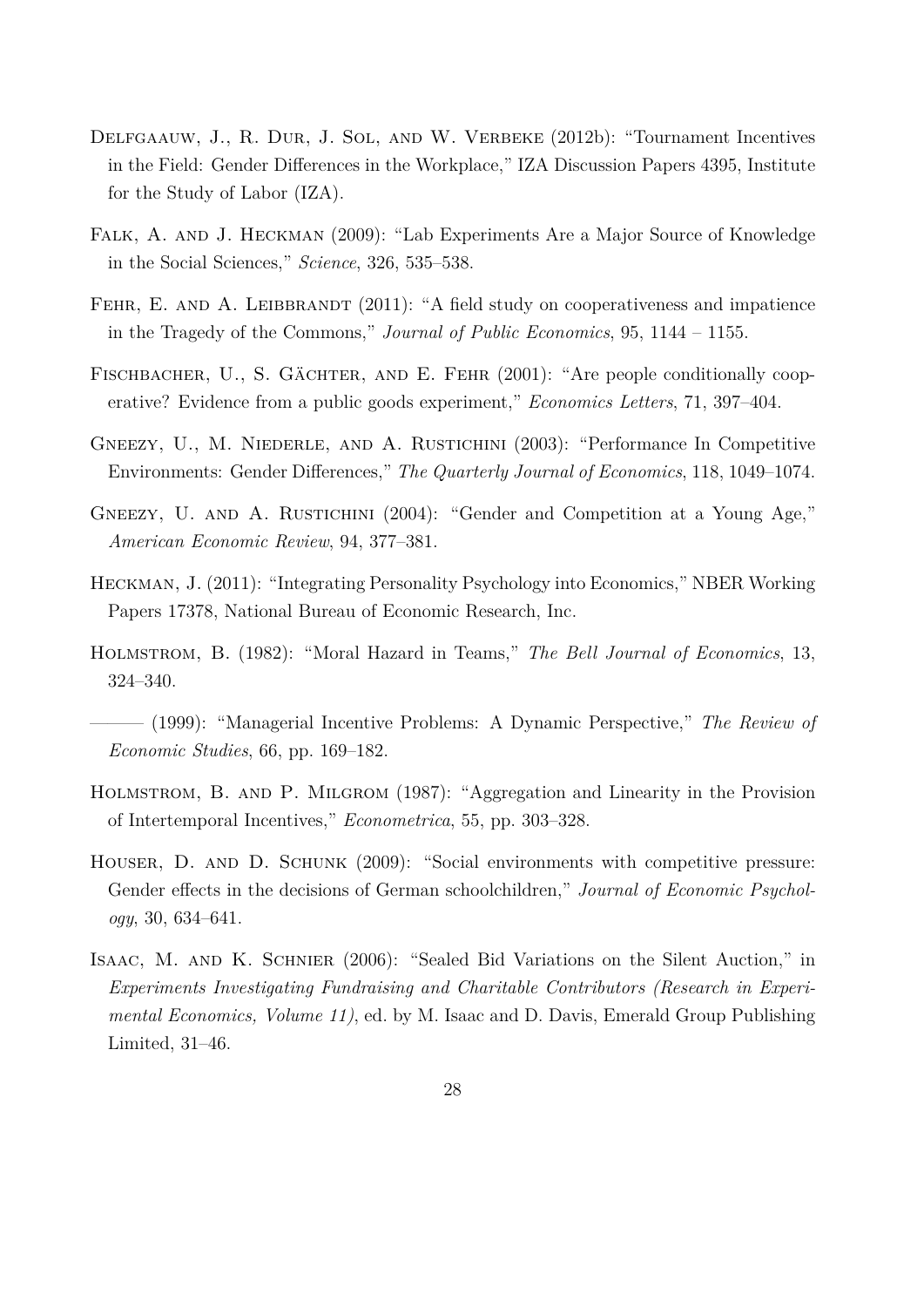Delfgaauw, J., R. Dur, J. Sol, and W. Verbeke (2012b): "Tournament Incentives in the Field: Gender Differences in the Workplace," IZA Discussion Papers 4395, Institute for the Study of Labor (IZA).

Falk, A. and J. Heckman (2009): "Lab Experiments Are a Major Source of Knowledge in the Social Sciences," *Science*, 326, 535–538.

Fehr, E. and A. Leibbrandt (2011): "A field study on cooperativeness and impatience in the Tragedy of the Commons," *Journal of Public Economics*, 95, 1144 – 1155.

Fischbacher, U., S. Gächter, and E. Fehr (2001): "Are people conditionally cooperative? Evidence from a public goods experiment," *Economics Letters*, 71, 397–404.

Gneezy, U., M. Niederle, and A. Rustichini (2003): "Performance In Competitive Environments: Gender Differences," *The Quarterly Journal of Economics*, 118, 1049–1074.

Gneezy, U. and A. Rustichini (2004): "Gender and Competition at a Young Age," *American Economic Review*, 94, 377–381.

Heckman, J. (2011): "Integrating Personality Psychology into Economics," NBER Working Papers 17378, National Bureau of Economic Research, Inc.

Holmstrom, B. (1982): "Moral Hazard in Teams," *The Bell Journal of Economics*, 13, 324–340.

——— (1999): "Managerial Incentive Problems: A Dynamic Perspective," *The Review of Economic Studies*, 66, pp. 169–182.

Holmstrom, B. and P. Milgrom (1987): "Aggregation and Linearity in the Provision of Intertemporal Incentives," *Econometrica*, 55, pp. 303–328.

Houser, D. and D. Schunk (2009): "Social environments with competitive pressure: Gender effects in the decisions of German schoolchildren," *Journal of Economic Psychology*, 30, 634–641.

Isaac, M. and K. Schnier (2006): "Sealed Bid Variations on the Silent Auction," in *Experiments Investigating Fundraising and Charitable Contributors (Research in Experimental Economics, Volume 11)*, ed. by M. Isaac and D. Davis, Emerald Group Publishing Limited, 31–46.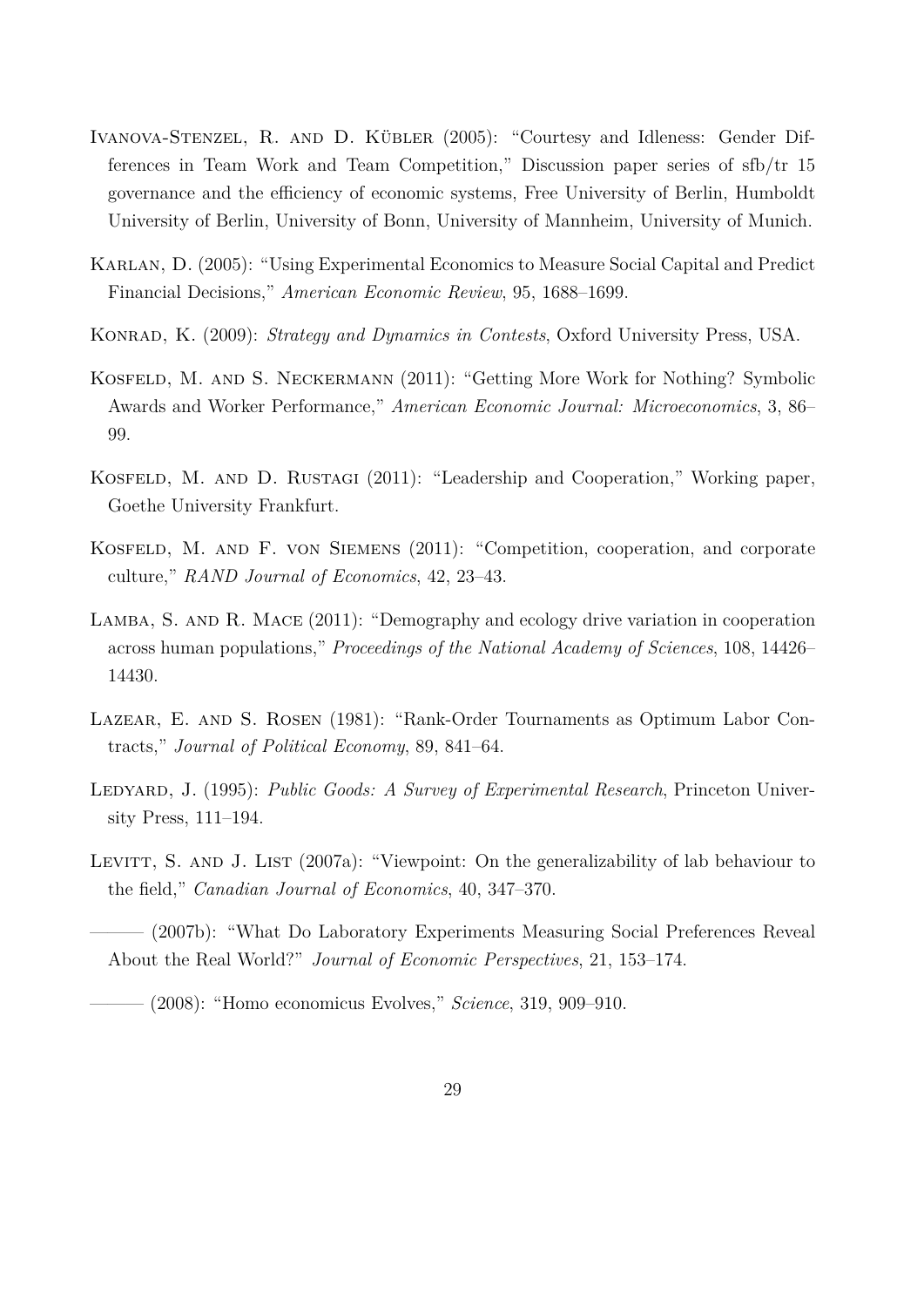Ivanova-Stenzel, R. and D. Kübler (2005): "Courtesy and Idleness: Gender Differences in Team Work and Team Competition," Discussion paper series of sfb/tr 15 governance and the efficiency of economic systems, Free University of Berlin, Humboldt University of Berlin, University of Bonn, University of Mannheim, University of Munich.

Karlan, D. (2005): "Using Experimental Economics to Measure Social Capital and Predict Financial Decisions," *American Economic Review*, 95, 1688–1699.

Konrad, K. (2009): *Strategy and Dynamics in Contests*, Oxford University Press, USA.

Kosfeld, M. and S. Neckermann (2011): "Getting More Work for Nothing? Symbolic Awards and Worker Performance," *American Economic Journal: Microeconomics*, 3, 86–99.

Kosfeld, M. and D. Rustagi (2011): "Leadership and Cooperation," Working paper, Goethe University Frankfurt.

Kosfeld, M. and F. von Siemens (2011): "Competition, cooperation, and corporate culture," *RAND Journal of Economics*, 42, 23–43.

Lamba, S. and R. Mace (2011): "Demography and ecology drive variation in cooperation across human populations," *Proceedings of the National Academy of Sciences*, 108, 14426–14430.

Lazear, E. and S. Rosen (1981): "Rank-Order Tournaments as Optimum Labor Contracts," *Journal of Political Economy*, 89, 841–64.

Ledyard, J. (1995): *Public Goods: A Survey of Experimental Research*, Princeton University Press, 111–194.

Levitt, S. and J. List (2007a): "Viewpoint: On the generalizability of lab behaviour to the field," *Canadian Journal of Economics*, 40, 347–370.

——— (2007b): "What Do Laboratory Experiments Measuring Social Preferences Reveal About the Real World?" *Journal of Economic Perspectives*, 21, 153–174.

——— (2008): "Homo economicus Evolves," *Science*, 319, 909–910.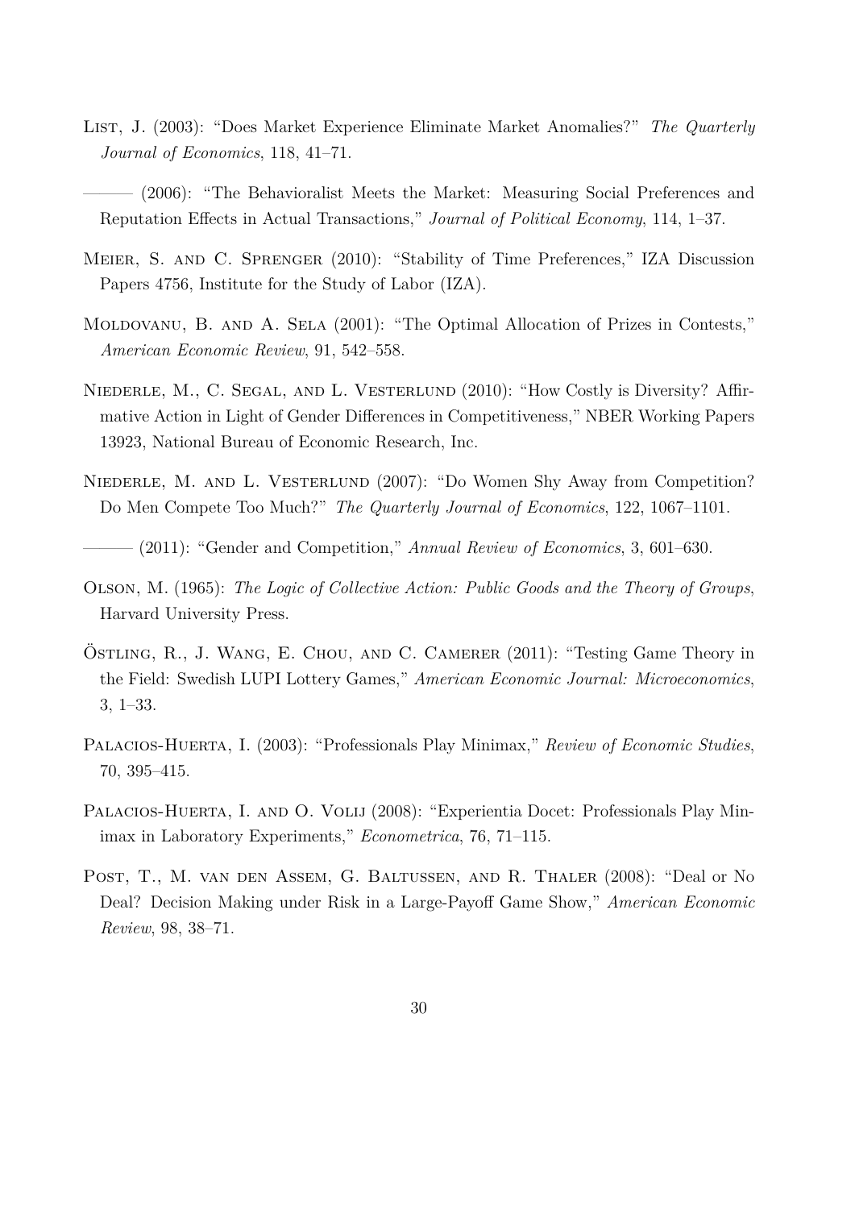List, J. (2003): "Does Market Experience Eliminate Market Anomalies?" *The Quarterly Journal of Economics*, 118, 41–71.

——— (2006): "The Behavioralist Meets the Market: Measuring Social Preferences and Reputation Effects in Actual Transactions," *Journal of Political Economy*, 114, 1–37.

Meier, S. and C. Sprenger (2010): "Stability of Time Preferences," IZA Discussion Papers 4756, Institute for the Study of Labor (IZA).

Moldovanu, B. and A. Sela (2001): "The Optimal Allocation of Prizes in Contests," *American Economic Review*, 91, 542–558.

Niederle, M., C. Segal, and L. Vesterlund (2010): "How Costly is Diversity? Affirmative Action in Light of Gender Differences in Competitiveness," NBER Working Papers 13923, National Bureau of Economic Research, Inc.

Niederle, M. and L. Vesterlund (2007): "Do Women Shy Away from Competition? Do Men Compete Too Much?" *The Quarterly Journal of Economics*, 122, 1067–1101.

——— (2011): "Gender and Competition," *Annual Review of Economics*, 3, 601–630.

Olson, M. (1965): *The Logic of Collective Action: Public Goods and the Theory of Groups*, Harvard University Press.

Östling, R., J. Wang, E. Chou, and C. Camerer (2011): "Testing Game Theory in the Field: Swedish LUPI Lottery Games," *American Economic Journal: Microeconomics*, 3, 1–33.

Palacios-Huerta, I. (2003): "Professionals Play Minimax," *Review of Economic Studies*, 70, 395–415.

Palacios-Huerta, I. and O. Volij (2008): "Experientia Docet: Professionals Play Minimax in Laboratory Experiments," *Econometrica*, 76, 71–115.

Post, T., M. van den Assem, G. Baltussen, and R. Thaler (2008): "Deal or No Deal? Decision Making under Risk in a Large-Payoff Game Show," *American Economic Review*, 98, 38–71.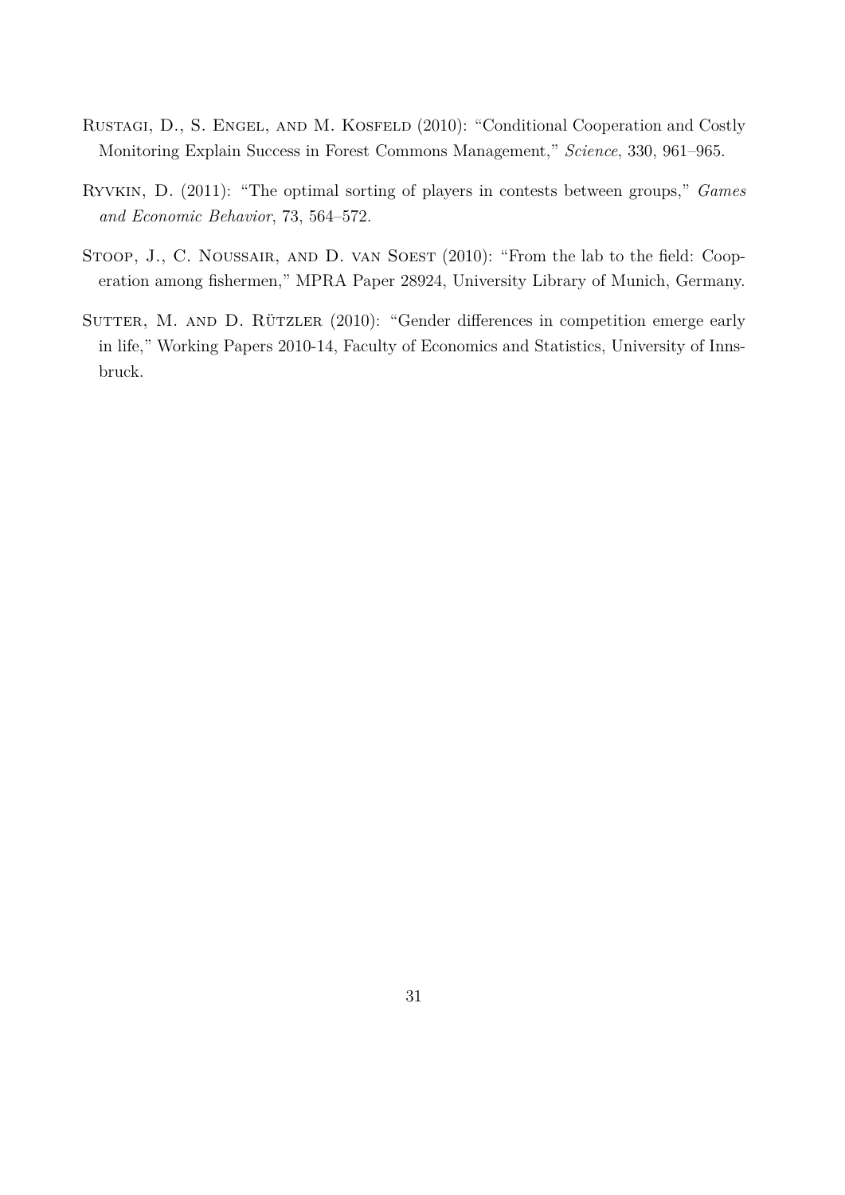Rustagi, D., S. Engel, and M. Kosfeld (2010): "Conditional Cooperation and Costly Monitoring Explain Success in Forest Commons Management," *Science*, 330, 961–965.

Ryvkin, D. (2011): "The optimal sorting of players in contests between groups," *Games and Economic Behavior*, 73, 564–572.

Stoop, J., C. Noussair, and D. van Soest (2010): "From the lab to the field: Cooperation among fishermen," MPRA Paper 28924, University Library of Munich, Germany.

Sutter, M. and D. Rützler (2010): "Gender differences in competition emerge early in life," Working Papers 2010-14, Faculty of Economics and Statistics, University of Innsbruck.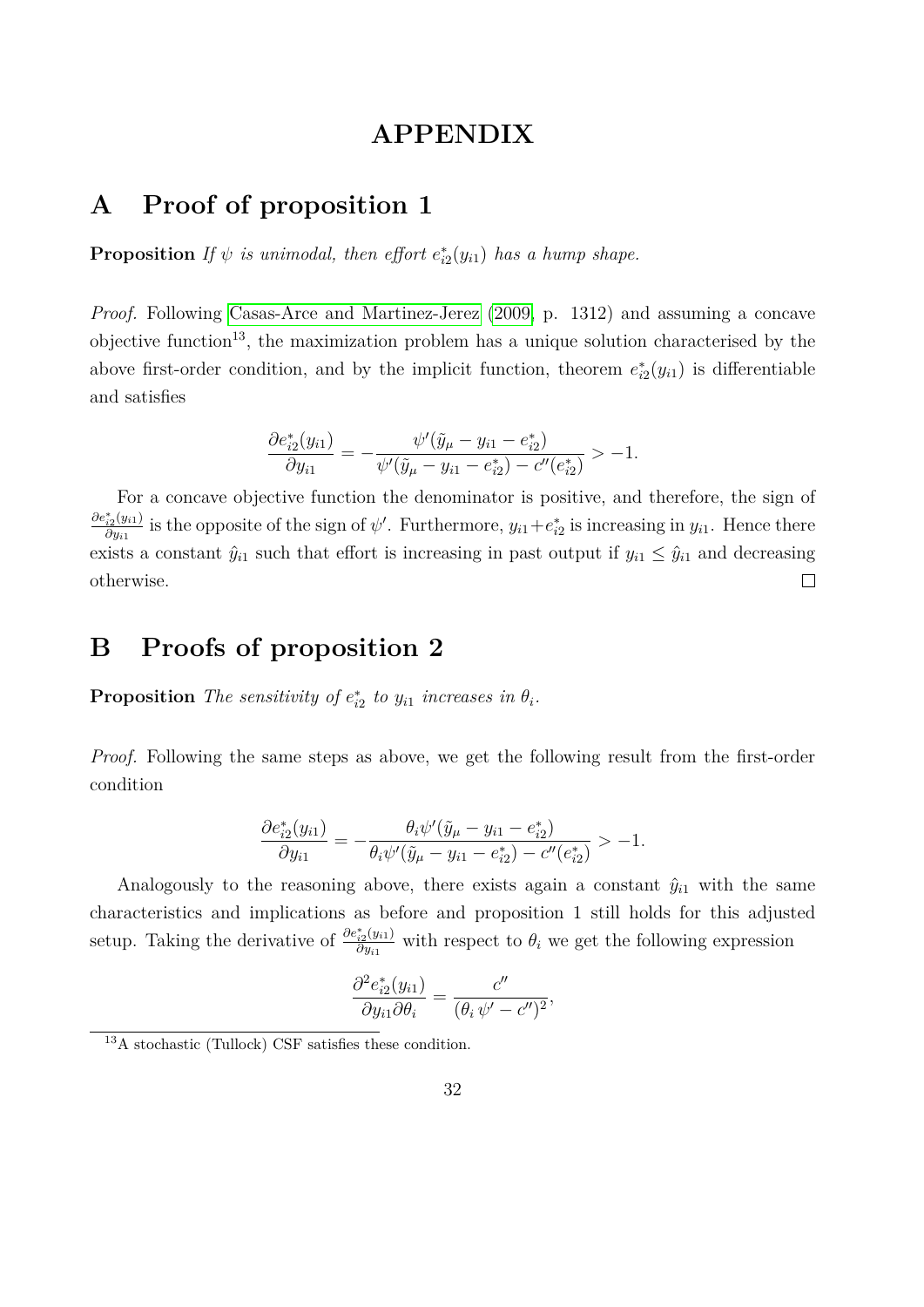# APPENDIX

## A Proof of proposition 1

**Proposition** *If $\psi$ is unimodal, then effort $e_{i2}^*(y_{i1})$ has a hump shape.*

*Proof.* Following Casas-Arce and Martinez-Jerez (2009, p. 1312) and assuming a concave objective function[13], the maximization problem has a unique solution characterised by the above first-order condition, and by the implicit function, theorem $e_{i2}^*(y_{i1})$ is differentiable and satisfies

$$\frac{\partial e_{i2}^*(y_{i1})}{\partial y_{i1}} = -\frac{\psi'(\tilde{y}_\mu - y_{i1} - e_{i2}^*)}{\psi'(\tilde{y}_\mu - y_{i1} - e_{i2}^*) - c''(e_{i2}^*)} > -1.$$

For a concave objective function the denominator is positive, and therefore, the sign of $\frac{\partial e_{i2}^*(y_{i1})}{\partial y_{i1}}$ is the opposite of the sign of $\psi'$. Furthermore, $y_{i1}+e_{i2}^*$ is increasing in $y_{i1}$. Hence there exists a constant $\hat{y}_{i1}$ such that effort is increasing in past output if $y_{i1} \leq \hat{y}_{i1}$ and decreasing otherwise. □

## B Proofs of proposition 2

**Proposition** *The sensitivity of $e_{i2}^*$ to $y_{i1}$ increases in $\theta_i$.*

*Proof.* Following the same steps as above, we get the following result from the first-order condition

$$\frac{\partial e_{i2}^*(y_{i1})}{\partial y_{i1}} = -\frac{\theta_i \psi'(\tilde{y}_\mu - y_{i1} - e_{i2}^*)}{\theta_i \psi'(\tilde{y}_\mu - y_{i1} - e_{i2}^*) - c''(e_{i2}^*)} > -1.$$

Analogously to the reasoning above, there exists again a constant $\hat{y}_{i1}$ with the same characteristics and implications as before and proposition 1 still holds for this adjusted setup. Taking the derivative of $\frac{\partial e_{i2}^*(y_{i1})}{\partial y_{i1}}$ with respect to $\theta_i$ we get the following expression

$$\frac{\partial^2 e_{i2}^*(y_{i1})}{\partial y_{i1} \partial \theta_i} = \frac{c''}{(\theta_i \, \psi' - c'')^2},$$

[13] A stochastic (Tullock) CSF satisfies these condition.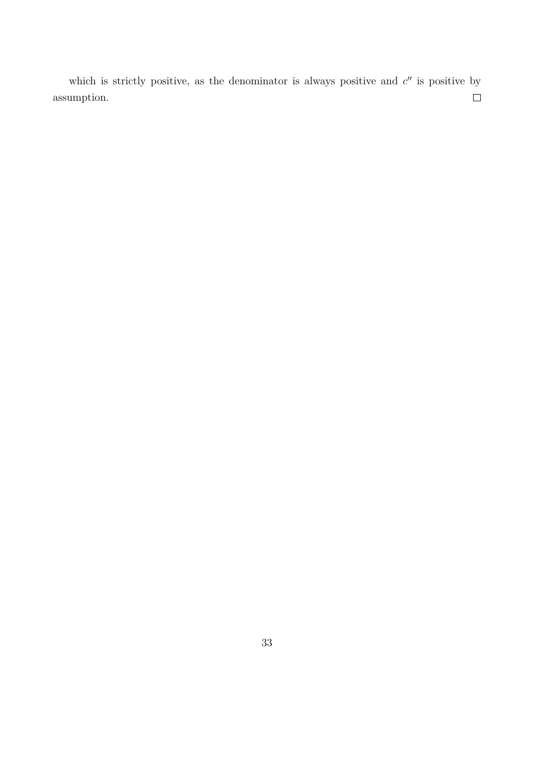which is strictly positive, as the denominator is always positive and $c''$ is positive by assumption. $\square$